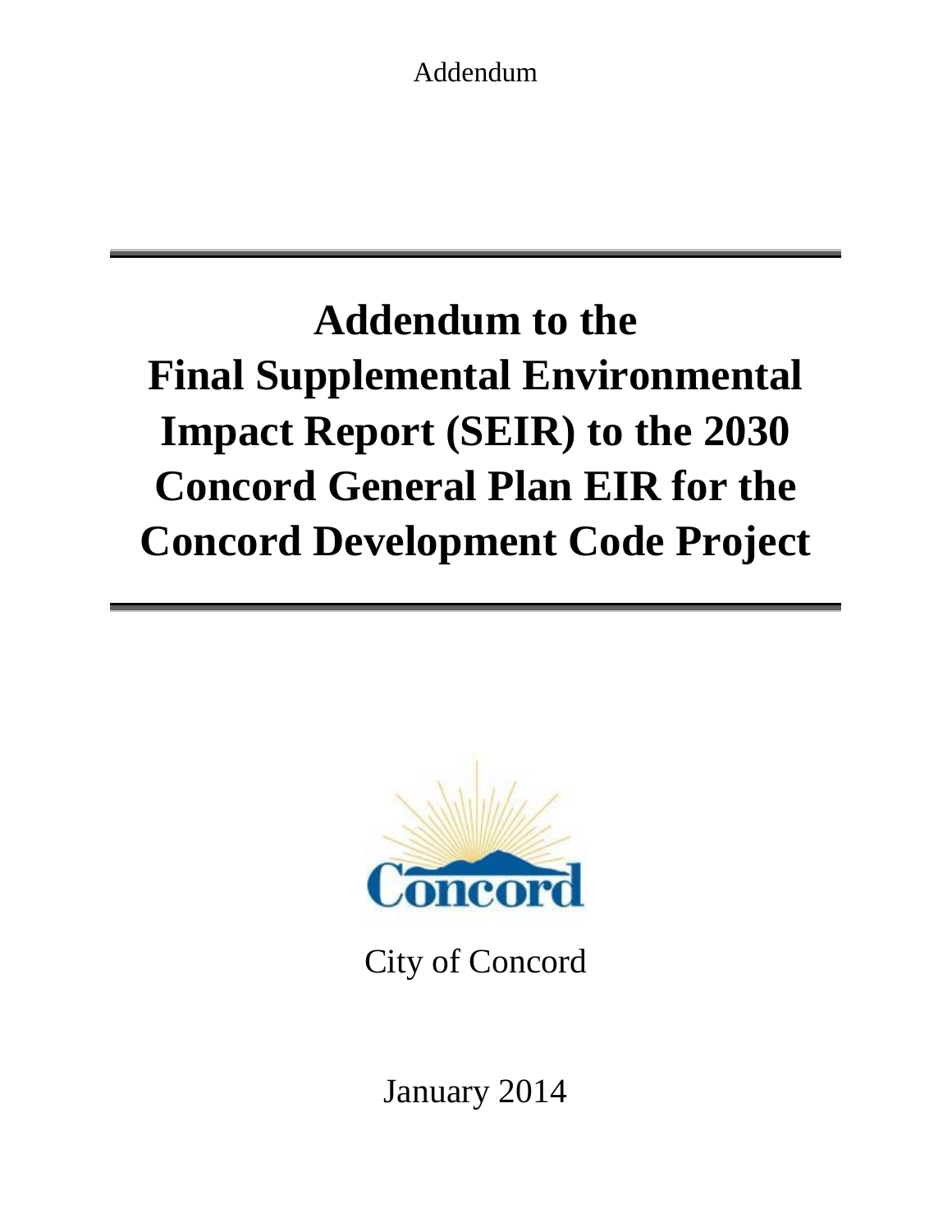Addendum

# Addendum to the Final Supplemental Environmental Impact Report (SEIR) to the 2030 Concord General Plan EIR for the Concord Development Code Project

Concord

City of Concord

January 2014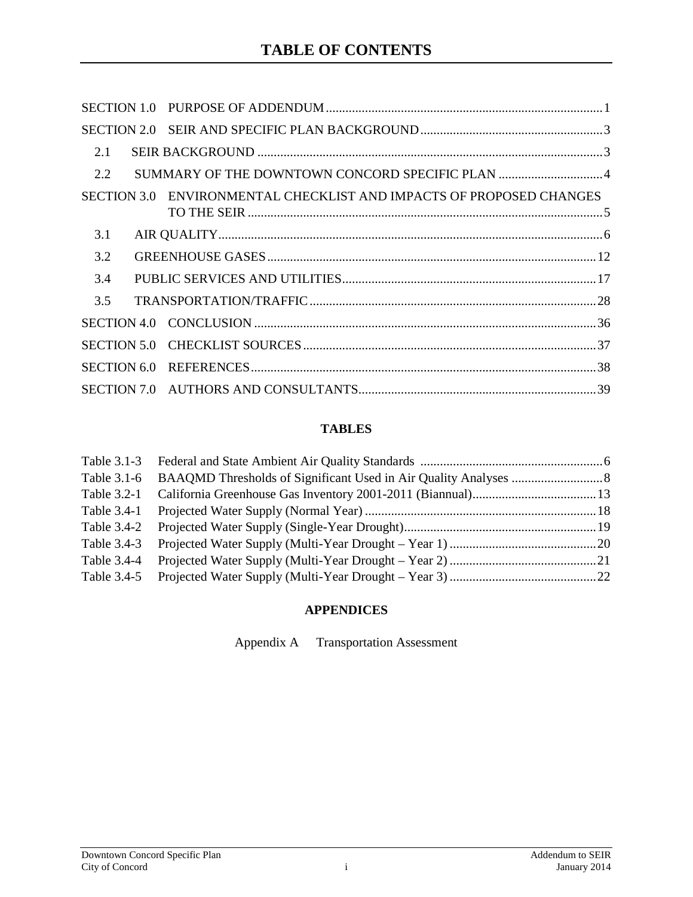# TABLE OF CONTENTS

SECTION 1.0 PURPOSE OF ADDENDUM .................................................................................... 1

SECTION 2.0 SEIR AND SPECIFIC PLAN BACKGROUND ........................................................ 3

- 2.1 SEIR BACKGROUND ......................................................................................................... 3
- 2.2 SUMMARY OF THE DOWNTOWN CONCORD SPECIFIC PLAN ................................ 4

SECTION 3.0 ENVIRONMENTAL CHECKLIST AND IMPACTS OF PROPOSED CHANGES TO THE SEIR ............................................................................................................ 5

- 3.1 AIR QUALITY ...................................................................................................................... 6
- 3.2 GREENHOUSE GASES ..................................................................................................... 12
- 3.4 PUBLIC SERVICES AND UTILITIES .............................................................................. 17
- 3.5 TRANSPORTATION/TRAFFIC ........................................................................................ 28

SECTION 4.0 CONCLUSION ......................................................................................................... 36

SECTION 5.0 CHECKLIST SOURCES .......................................................................................... 37

SECTION 6.0 REFERENCES .......................................................................................................... 38

SECTION 7.0 AUTHORS AND CONSULTANTS ......................................................................... 39

## TABLES

Table 3.1-3 Federal and State Ambient Air Quality Standards ........................................................ 6
Table 3.1-6 BAAQMD Thresholds of Significant Used in Air Quality Analyses ............................ 8
Table 3.2-1 California Greenhouse Gas Inventory 2001-2011 (Biannual) ...................................... 13
Table 3.4-1 Projected Water Supply (Normal Year) ....................................................................... 18
Table 3.4-2 Projected Water Supply (Single-Year Drought) ........................................................... 19
Table 3.4-3 Projected Water Supply (Multi-Year Drought – Year 1) ............................................. 20
Table 3.4-4 Projected Water Supply (Multi-Year Drought – Year 2) ............................................. 21
Table 3.4-5 Projected Water Supply (Multi-Year Drought – Year 3) ............................................. 22

## APPENDICES

Appendix A Transportation Assessment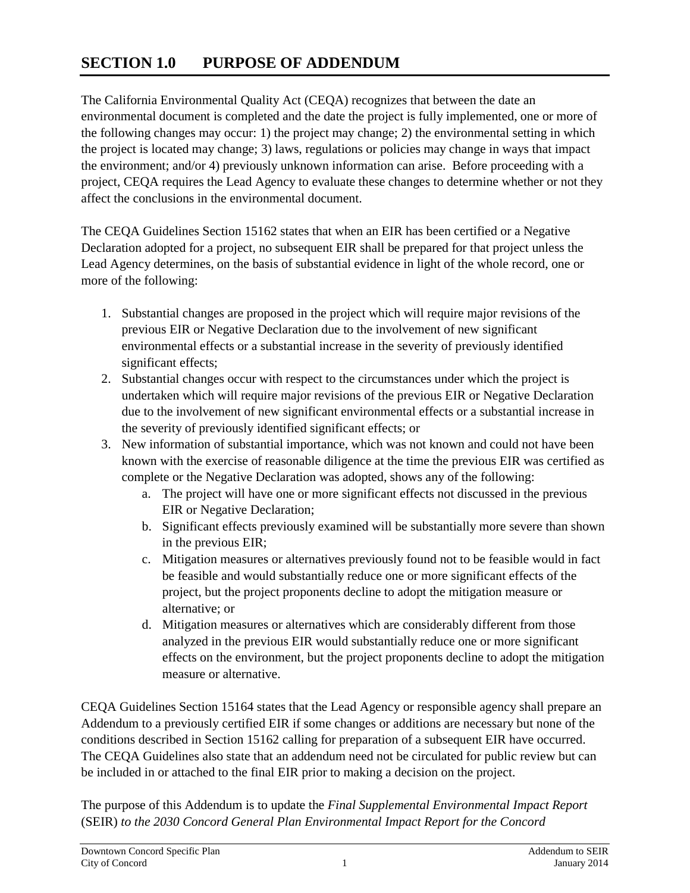# SECTION 1.0 PURPOSE OF ADDENDUM

The California Environmental Quality Act (CEQA) recognizes that between the date an environmental document is completed and the date the project is fully implemented, one or more of the following changes may occur: 1) the project may change; 2) the environmental setting in which the project is located may change; 3) laws, regulations or policies may change in ways that impact the environment; and/or 4) previously unknown information can arise. Before proceeding with a project, CEQA requires the Lead Agency to evaluate these changes to determine whether or not they affect the conclusions in the environmental document.

The CEQA Guidelines Section 15162 states that when an EIR has been certified or a Negative Declaration adopted for a project, no subsequent EIR shall be prepared for that project unless the Lead Agency determines, on the basis of substantial evidence in light of the whole record, one or more of the following:

1. Substantial changes are proposed in the project which will require major revisions of the previous EIR or Negative Declaration due to the involvement of new significant environmental effects or a substantial increase in the severity of previously identified significant effects;
2. Substantial changes occur with respect to the circumstances under which the project is undertaken which will require major revisions of the previous EIR or Negative Declaration due to the involvement of new significant environmental effects or a substantial increase in the severity of previously identified significant effects; or
3. New information of substantial importance, which was not known and could not have been known with the exercise of reasonable diligence at the time the previous EIR was certified as complete or the Negative Declaration was adopted, shows any of the following:
   a. The project will have one or more significant effects not discussed in the previous EIR or Negative Declaration;
   b. Significant effects previously examined will be substantially more severe than shown in the previous EIR;
   c. Mitigation measures or alternatives previously found not to be feasible would in fact be feasible and would substantially reduce one or more significant effects of the project, but the project proponents decline to adopt the mitigation measure or alternative; or
   d. Mitigation measures or alternatives which are considerably different from those analyzed in the previous EIR would substantially reduce one or more significant effects on the environment, but the project proponents decline to adopt the mitigation measure or alternative.

CEQA Guidelines Section 15164 states that the Lead Agency or responsible agency shall prepare an Addendum to a previously certified EIR if some changes or additions are necessary but none of the conditions described in Section 15162 calling for preparation of a subsequent EIR have occurred. The CEQA Guidelines also state that an addendum need not be circulated for public review but can be included in or attached to the final EIR prior to making a decision on the project.

The purpose of this Addendum is to update the *Final Supplemental Environmental Impact Report* (SEIR) *to the 2030 Concord General Plan Environmental Impact Report for the Concord*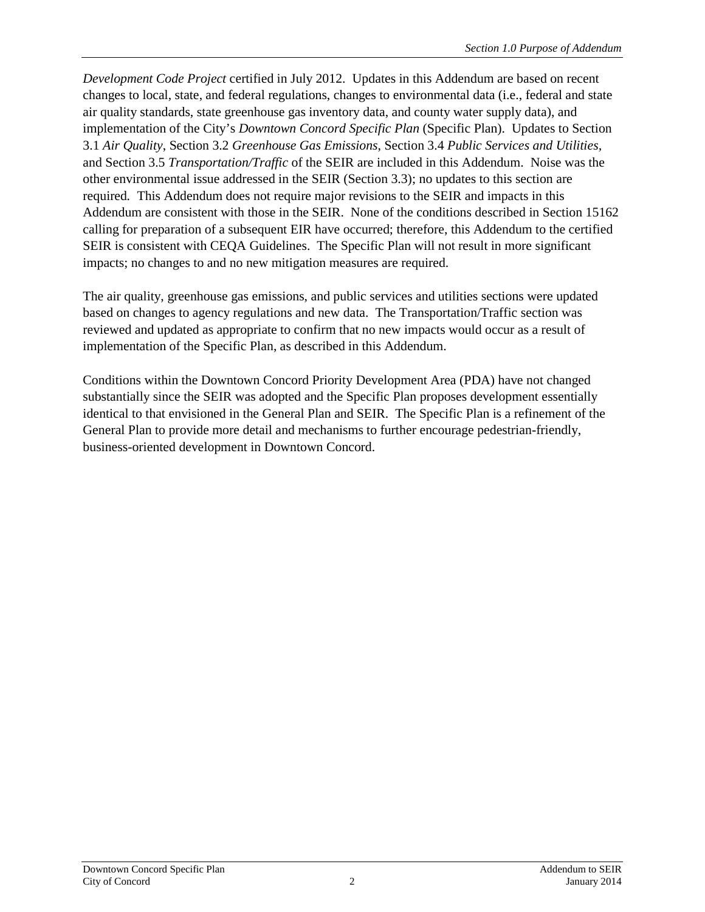*Development Code Project* certified in July 2012. Updates in this Addendum are based on recent changes to local, state, and federal regulations, changes to environmental data (i.e., federal and state air quality standards, state greenhouse gas inventory data, and county water supply data), and implementation of the City's *Downtown Concord Specific Plan* (Specific Plan). Updates to Section 3.1 *Air Quality*, Section 3.2 *Greenhouse Gas Emissions*, Section 3.4 *Public Services and Utilities*, and Section 3.5 *Transportation/Traffic* of the SEIR are included in this Addendum. Noise was the other environmental issue addressed in the SEIR (Section 3.3); no updates to this section are required. This Addendum does not require major revisions to the SEIR and impacts in this Addendum are consistent with those in the SEIR. None of the conditions described in Section 15162 calling for preparation of a subsequent EIR have occurred; therefore, this Addendum to the certified SEIR is consistent with CEQA Guidelines. The Specific Plan will not result in more significant impacts; no changes to and no new mitigation measures are required.

The air quality, greenhouse gas emissions, and public services and utilities sections were updated based on changes to agency regulations and new data. The Transportation/Traffic section was reviewed and updated as appropriate to confirm that no new impacts would occur as a result of implementation of the Specific Plan, as described in this Addendum.

Conditions within the Downtown Concord Priority Development Area (PDA) have not changed substantially since the SEIR was adopted and the Specific Plan proposes development essentially identical to that envisioned in the General Plan and SEIR. The Specific Plan is a refinement of the General Plan to provide more detail and mechanisms to further encourage pedestrian-friendly, business-oriented development in Downtown Concord.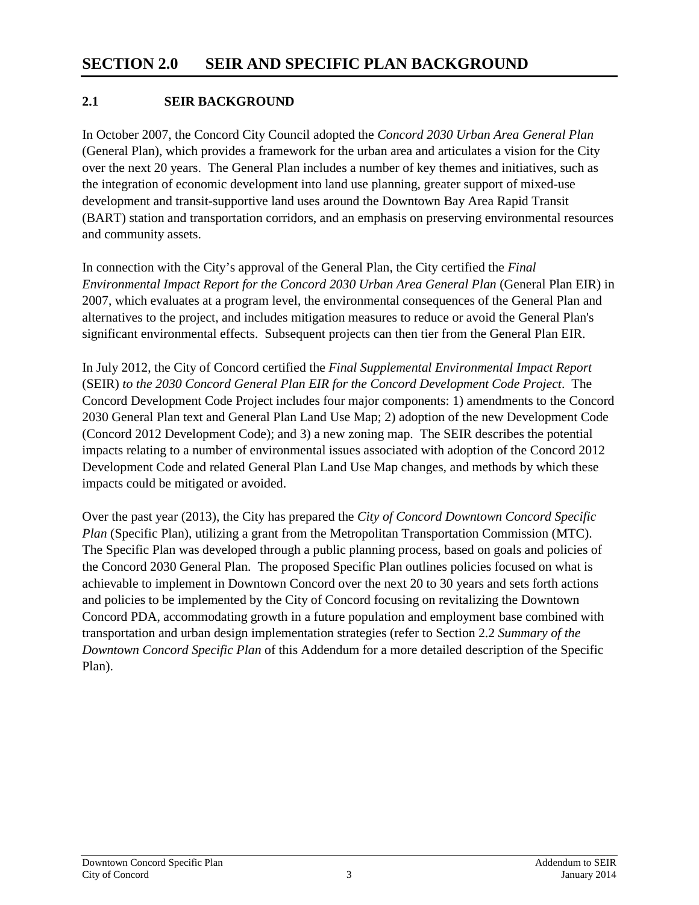# SECTION 2.0 SEIR AND SPECIFIC PLAN BACKGROUND

## 2.1 SEIR BACKGROUND

In October 2007, the Concord City Council adopted the *Concord 2030 Urban Area General Plan* (General Plan), which provides a framework for the urban area and articulates a vision for the City over the next 20 years. The General Plan includes a number of key themes and initiatives, such as the integration of economic development into land use planning, greater support of mixed-use development and transit-supportive land uses around the Downtown Bay Area Rapid Transit (BART) station and transportation corridors, and an emphasis on preserving environmental resources and community assets.

In connection with the City's approval of the General Plan, the City certified the *Final Environmental Impact Report for the Concord 2030 Urban Area General Plan* (General Plan EIR) in 2007, which evaluates at a program level, the environmental consequences of the General Plan and alternatives to the project, and includes mitigation measures to reduce or avoid the General Plan's significant environmental effects. Subsequent projects can then tier from the General Plan EIR.

In July 2012, the City of Concord certified the *Final Supplemental Environmental Impact Report* (SEIR) *to the 2030 Concord General Plan EIR for the Concord Development Code Project*. The Concord Development Code Project includes four major components: 1) amendments to the Concord 2030 General Plan text and General Plan Land Use Map; 2) adoption of the new Development Code (Concord 2012 Development Code); and 3) a new zoning map. The SEIR describes the potential impacts relating to a number of environmental issues associated with adoption of the Concord 2012 Development Code and related General Plan Land Use Map changes, and methods by which these impacts could be mitigated or avoided.

Over the past year (2013), the City has prepared the *City of Concord Downtown Concord Specific Plan* (Specific Plan), utilizing a grant from the Metropolitan Transportation Commission (MTC). The Specific Plan was developed through a public planning process, based on goals and policies of the Concord 2030 General Plan. The proposed Specific Plan outlines policies focused on what is achievable to implement in Downtown Concord over the next 20 to 30 years and sets forth actions and policies to be implemented by the City of Concord focusing on revitalizing the Downtown Concord PDA, accommodating growth in a future population and employment base combined with transportation and urban design implementation strategies (refer to Section 2.2 *Summary of the Downtown Concord Specific Plan* of this Addendum for a more detailed description of the Specific Plan).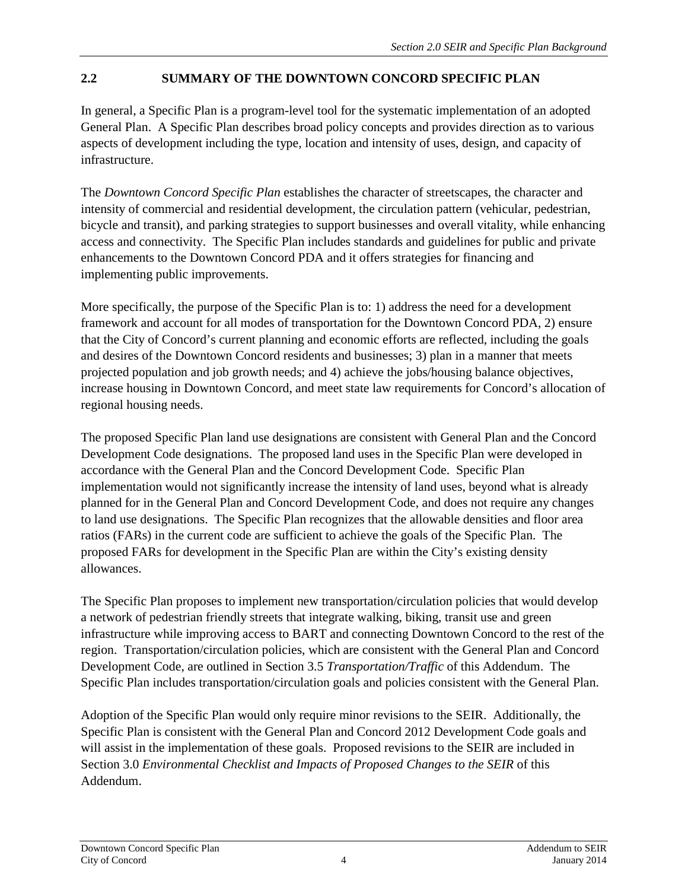## 2.2 SUMMARY OF THE DOWNTOWN CONCORD SPECIFIC PLAN

In general, a Specific Plan is a program-level tool for the systematic implementation of an adopted General Plan. A Specific Plan describes broad policy concepts and provides direction as to various aspects of development including the type, location and intensity of uses, design, and capacity of infrastructure.

The *Downtown Concord Specific Plan* establishes the character of streetscapes, the character and intensity of commercial and residential development, the circulation pattern (vehicular, pedestrian, bicycle and transit), and parking strategies to support businesses and overall vitality, while enhancing access and connectivity. The Specific Plan includes standards and guidelines for public and private enhancements to the Downtown Concord PDA and it offers strategies for financing and implementing public improvements.

More specifically, the purpose of the Specific Plan is to: 1) address the need for a development framework and account for all modes of transportation for the Downtown Concord PDA, 2) ensure that the City of Concord's current planning and economic efforts are reflected, including the goals and desires of the Downtown Concord residents and businesses; 3) plan in a manner that meets projected population and job growth needs; and 4) achieve the jobs/housing balance objectives, increase housing in Downtown Concord, and meet state law requirements for Concord's allocation of regional housing needs.

The proposed Specific Plan land use designations are consistent with General Plan and the Concord Development Code designations. The proposed land uses in the Specific Plan were developed in accordance with the General Plan and the Concord Development Code. Specific Plan implementation would not significantly increase the intensity of land uses, beyond what is already planned for in the General Plan and Concord Development Code, and does not require any changes to land use designations. The Specific Plan recognizes that the allowable densities and floor area ratios (FARs) in the current code are sufficient to achieve the goals of the Specific Plan. The proposed FARs for development in the Specific Plan are within the City's existing density allowances.

The Specific Plan proposes to implement new transportation/circulation policies that would develop a network of pedestrian friendly streets that integrate walking, biking, transit use and green infrastructure while improving access to BART and connecting Downtown Concord to the rest of the region. Transportation/circulation policies, which are consistent with the General Plan and Concord Development Code, are outlined in Section 3.5 *Transportation/Traffic* of this Addendum. The Specific Plan includes transportation/circulation goals and policies consistent with the General Plan.

Adoption of the Specific Plan would only require minor revisions to the SEIR. Additionally, the Specific Plan is consistent with the General Plan and Concord 2012 Development Code goals and will assist in the implementation of these goals. Proposed revisions to the SEIR are included in Section 3.0 *Environmental Checklist and Impacts of Proposed Changes to the SEIR* of this Addendum.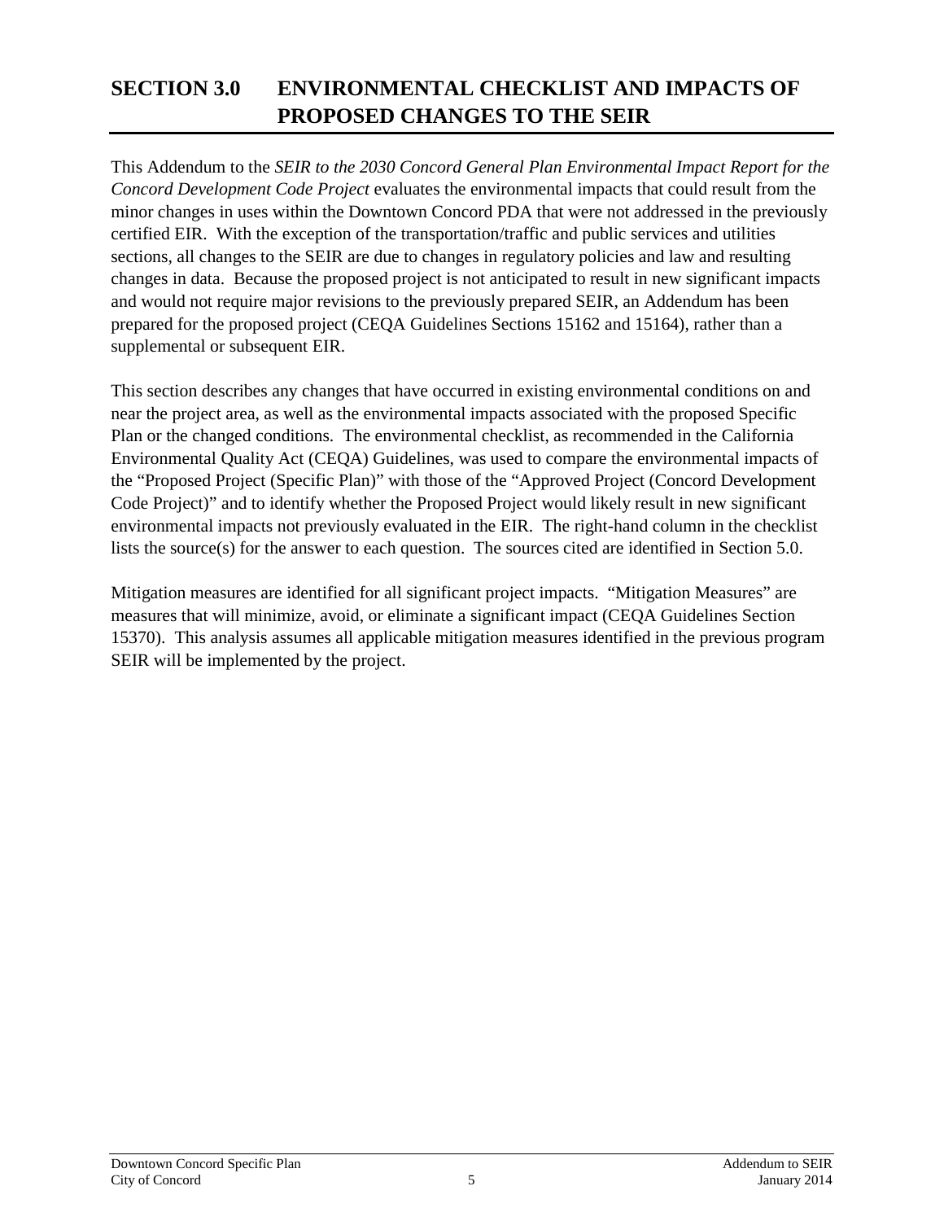# SECTION 3.0 ENVIRONMENTAL CHECKLIST AND IMPACTS OF PROPOSED CHANGES TO THE SEIR

This Addendum to the *SEIR to the 2030 Concord General Plan Environmental Impact Report for the Concord Development Code Project* evaluates the environmental impacts that could result from the minor changes in uses within the Downtown Concord PDA that were not addressed in the previously certified EIR. With the exception of the transportation/traffic and public services and utilities sections, all changes to the SEIR are due to changes in regulatory policies and law and resulting changes in data. Because the proposed project is not anticipated to result in new significant impacts and would not require major revisions to the previously prepared SEIR, an Addendum has been prepared for the proposed project (CEQA Guidelines Sections 15162 and 15164), rather than a supplemental or subsequent EIR.

This section describes any changes that have occurred in existing environmental conditions on and near the project area, as well as the environmental impacts associated with the proposed Specific Plan or the changed conditions. The environmental checklist, as recommended in the California Environmental Quality Act (CEQA) Guidelines, was used to compare the environmental impacts of the "Proposed Project (Specific Plan)" with those of the "Approved Project (Concord Development Code Project)" and to identify whether the Proposed Project would likely result in new significant environmental impacts not previously evaluated in the EIR. The right-hand column in the checklist lists the source(s) for the answer to each question. The sources cited are identified in Section 5.0.

Mitigation measures are identified for all significant project impacts. "Mitigation Measures" are measures that will minimize, avoid, or eliminate a significant impact (CEQA Guidelines Section 15370). This analysis assumes all applicable mitigation measures identified in the previous program SEIR will be implemented by the project.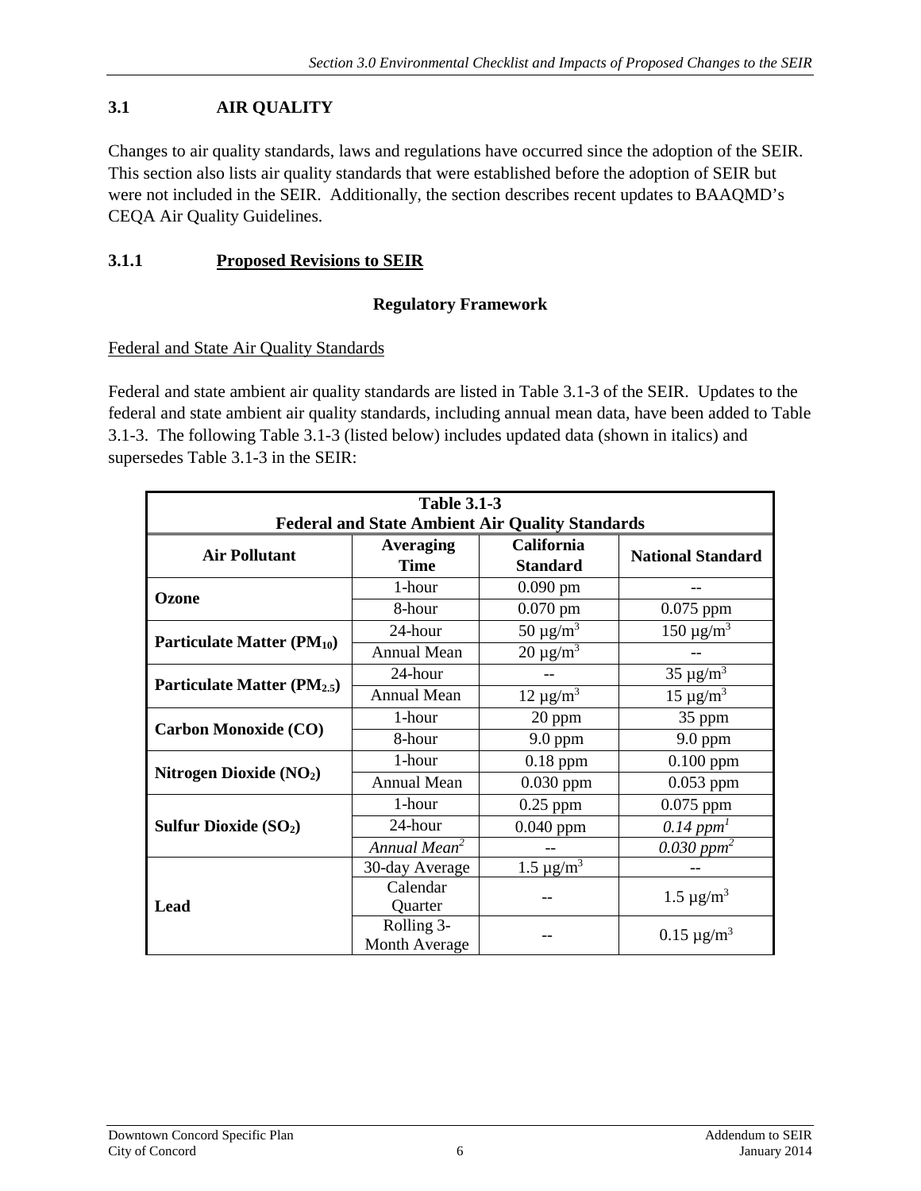## 3.1 AIR QUALITY

Changes to air quality standards, laws and regulations have occurred since the adoption of the SEIR. This section also lists air quality standards that were established before the adoption of SEIR but were not included in the SEIR. Additionally, the section describes recent updates to BAAQMD's CEQA Air Quality Guidelines.

### 3.1.1 Proposed Revisions to SEIR

**Regulatory Framework**

Federal and State Air Quality Standards

Federal and state ambient air quality standards are listed in Table 3.1-3 of the SEIR. Updates to the federal and state ambient air quality standards, including annual mean data, have been added to Table 3.1-3. The following Table 3.1-3 (listed below) includes updated data (shown in italics) and supersedes Table 3.1-3 in the SEIR:

**Table 3.1-3**
**Federal and State Ambient Air Quality Standards**

| Air Pollutant | Averaging Time | California Standard | National Standard |
|---|---|---|---|
| **Ozone** | 1-hour | 0.090 pm | -- |
| | 8-hour | 0.070 pm | 0.075 ppm |
| **Particulate Matter ($PM_{10}$)** | 24-hour | 50 µg/m$^3$ | 150 µg/m$^3$ |
| | Annual Mean | 20 µg/m$^3$ | -- |
| **Particulate Matter ($PM_{2.5}$)** | 24-hour | -- | 35 µg/m$^3$ |
| | Annual Mean | 12 µg/m$^3$ | 15 µg/m$^3$ |
| **Carbon Monoxide (CO)** | 1-hour | 20 ppm | 35 ppm |
| | 8-hour | 9.0 ppm | 9.0 ppm |
| **Nitrogen Dioxide ($NO_2$)** | 1-hour | 0.18 ppm | 0.100 ppm |
| | Annual Mean | 0.030 ppm | 0.053 ppm |
| **Sulfur Dioxide ($SO_2$)** | 1-hour | 0.25 ppm | 0.075 ppm |
| | 24-hour | 0.040 ppm | *0.14 ppm*[1] |
| | *Annual Mean*[2] | -- | *0.030 ppm*[2] |
| **Lead** | 30-day Average | 1.5 µg/m$^3$ | -- |
| | Calendar Quarter | -- | 1.5 µg/m$^3$ |
| | Rolling 3-Month Average | -- | 0.15 µg/m$^3$ |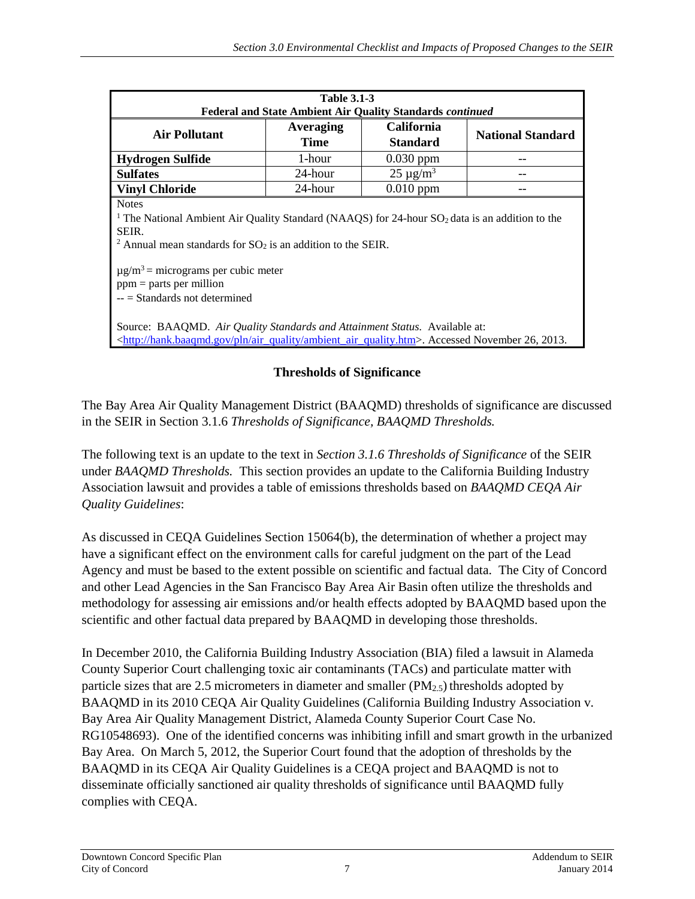**Table 3.1-3**
**Federal and State Ambient Air Quality Standards *continued***

| Air Pollutant | Averaging Time | California Standard | National Standard |
|---|---|---|---|
| **Hydrogen Sulfide** | 1-hour | 0.030 ppm | -- |
| **Sulfates** | 24-hour | 25 $\mu g/m^3$ | -- |
| **Vinyl Chloride** | 24-hour | 0.010 ppm | -- |

Notes

[1] The National Ambient Air Quality Standard (NAAQS) for 24-hour $SO_2$ data is an addition to the SEIR.

[2] Annual mean standards for $SO_2$ is an addition to the SEIR.

$\mu g/m^3$ = micrograms per cubic meter
ppm = parts per million
-- = Standards not determined

Source: BAAQMD. *Air Quality Standards and Attainment Status.* Available at: <http://hank.baaqmd.gov/pln/air_quality/ambient_air_quality.htm>. Accessed November 26, 2013.

## Thresholds of Significance

The Bay Area Air Quality Management District (BAAQMD) thresholds of significance are discussed in the SEIR in Section 3.1.6 *Thresholds of Significance, BAAQMD Thresholds.*

The following text is an update to the text in *Section 3.1.6 Thresholds of Significance* of the SEIR under *BAAQMD Thresholds.* This section provides an update to the California Building Industry Association lawsuit and provides a table of emissions thresholds based on *BAAQMD CEQA Air Quality Guidelines*:

As discussed in CEQA Guidelines Section 15064(b), the determination of whether a project may have a significant effect on the environment calls for careful judgment on the part of the Lead Agency and must be based to the extent possible on scientific and factual data. The City of Concord and other Lead Agencies in the San Francisco Bay Area Air Basin often utilize the thresholds and methodology for assessing air emissions and/or health effects adopted by BAAQMD based upon the scientific and other factual data prepared by BAAQMD in developing those thresholds.

In December 2010, the California Building Industry Association (BIA) filed a lawsuit in Alameda County Superior Court challenging toxic air contaminants (TACs) and particulate matter with particle sizes that are 2.5 micrometers in diameter and smaller ($PM_{2.5}$) thresholds adopted by BAAQMD in its 2010 CEQA Air Quality Guidelines (California Building Industry Association v. Bay Area Air Quality Management District, Alameda County Superior Court Case No. RG10548693). One of the identified concerns was inhibiting infill and smart growth in the urbanized Bay Area. On March 5, 2012, the Superior Court found that the adoption of thresholds by the BAAQMD in its CEQA Air Quality Guidelines is a CEQA project and BAAQMD is not to disseminate officially sanctioned air quality thresholds of significance until BAAQMD fully complies with CEQA.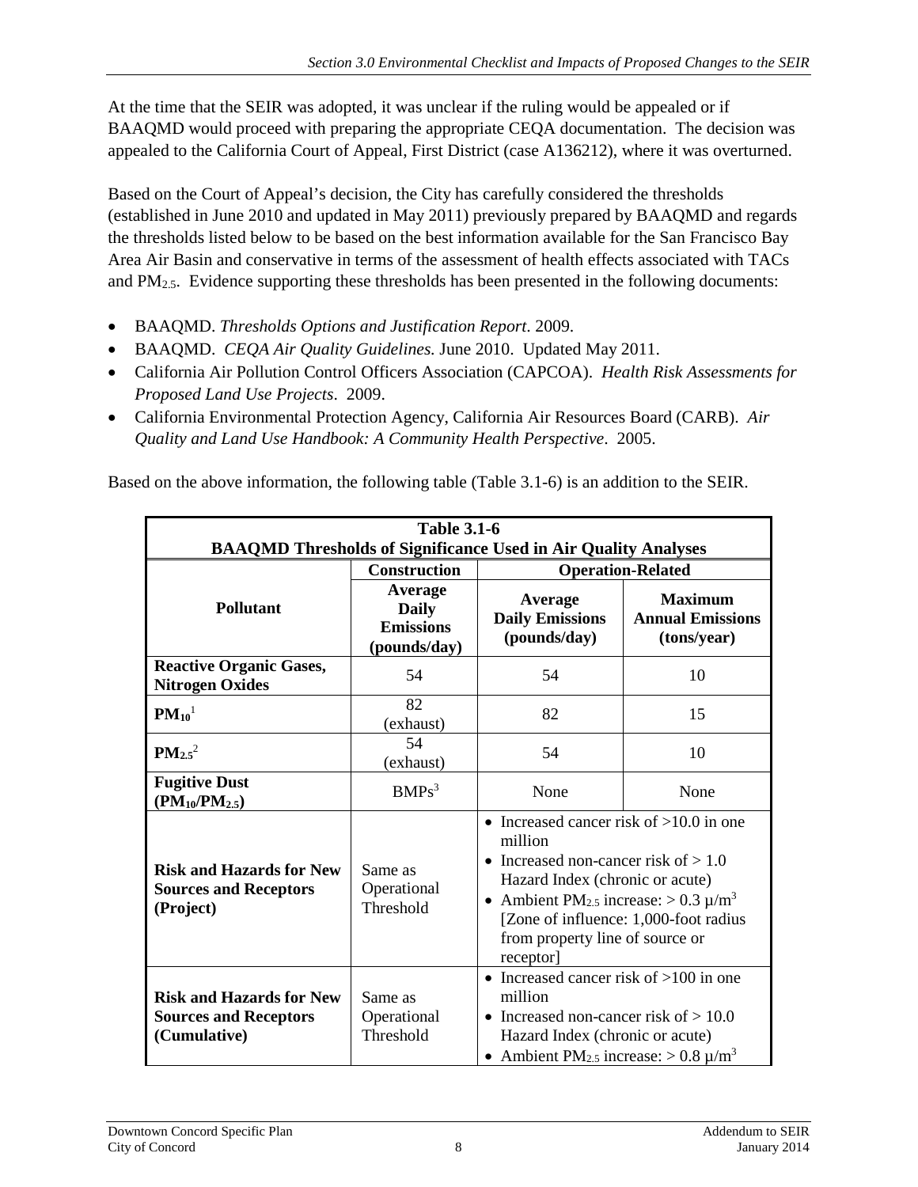At the time that the SEIR was adopted, it was unclear if the ruling would be appealed or if BAAQMD would proceed with preparing the appropriate CEQA documentation. The decision was appealed to the California Court of Appeal, First District (case A136212), where it was overturned.

Based on the Court of Appeal's decision, the City has carefully considered the thresholds (established in June 2010 and updated in May 2011) previously prepared by BAAQMD and regards the thresholds listed below to be based on the best information available for the San Francisco Bay Area Air Basin and conservative in terms of the assessment of health effects associated with TACs and $PM_{2.5}$. Evidence supporting these thresholds has been presented in the following documents:

- BAAQMD. *Thresholds Options and Justification Report*. 2009.
- BAAQMD. *CEQA Air Quality Guidelines.* June 2010. Updated May 2011.
- California Air Pollution Control Officers Association (CAPCOA). *Health Risk Assessments for Proposed Land Use Projects*. 2009.
- California Environmental Protection Agency, California Air Resources Board (CARB). *Air Quality and Land Use Handbook: A Community Health Perspective*. 2005.

Based on the above information, the following table (Table 3.1-6) is an addition to the SEIR.

**Table 3.1-6**
**BAAQMD Thresholds of Significance Used in Air Quality Analyses**

| Pollutant | Construction | Operation-Related | |
|---|---|---|---|
| | **Average Daily Emissions (pounds/day)** | **Average Daily Emissions (pounds/day)** | **Maximum Annual Emissions (tons/year)** |
| **Reactive Organic Gases, Nitrogen Oxides** | 54 | 54 | 10 |
| **$PM_{10}$**[1] | 82 (exhaust) | 82 | 15 |
| **$PM_{2.5}$**[2] | 54 (exhaust) | 54 | 10 |
| **Fugitive Dust ($PM_{10}/PM_{2.5}$)** | BMPs[3] | None | None |
| **Risk and Hazards for New Sources and Receptors (Project)** | Same as Operational Threshold | • Increased cancer risk of >10.0 in one million<br>• Increased non-cancer risk of > 1.0 Hazard Index (chronic or acute)<br>• Ambient $PM_{2.5}$ increase: > 0.3 μ/m$^3$ [Zone of influence: 1,000-foot radius from property line of source or receptor] | |
| **Risk and Hazards for New Sources and Receptors (Cumulative)** | Same as Operational Threshold | • Increased cancer risk of >100 in one million<br>• Increased non-cancer risk of > 10.0 Hazard Index (chronic or acute)<br>• Ambient $PM_{2.5}$ increase: > 0.8 μ/m$^3$ | |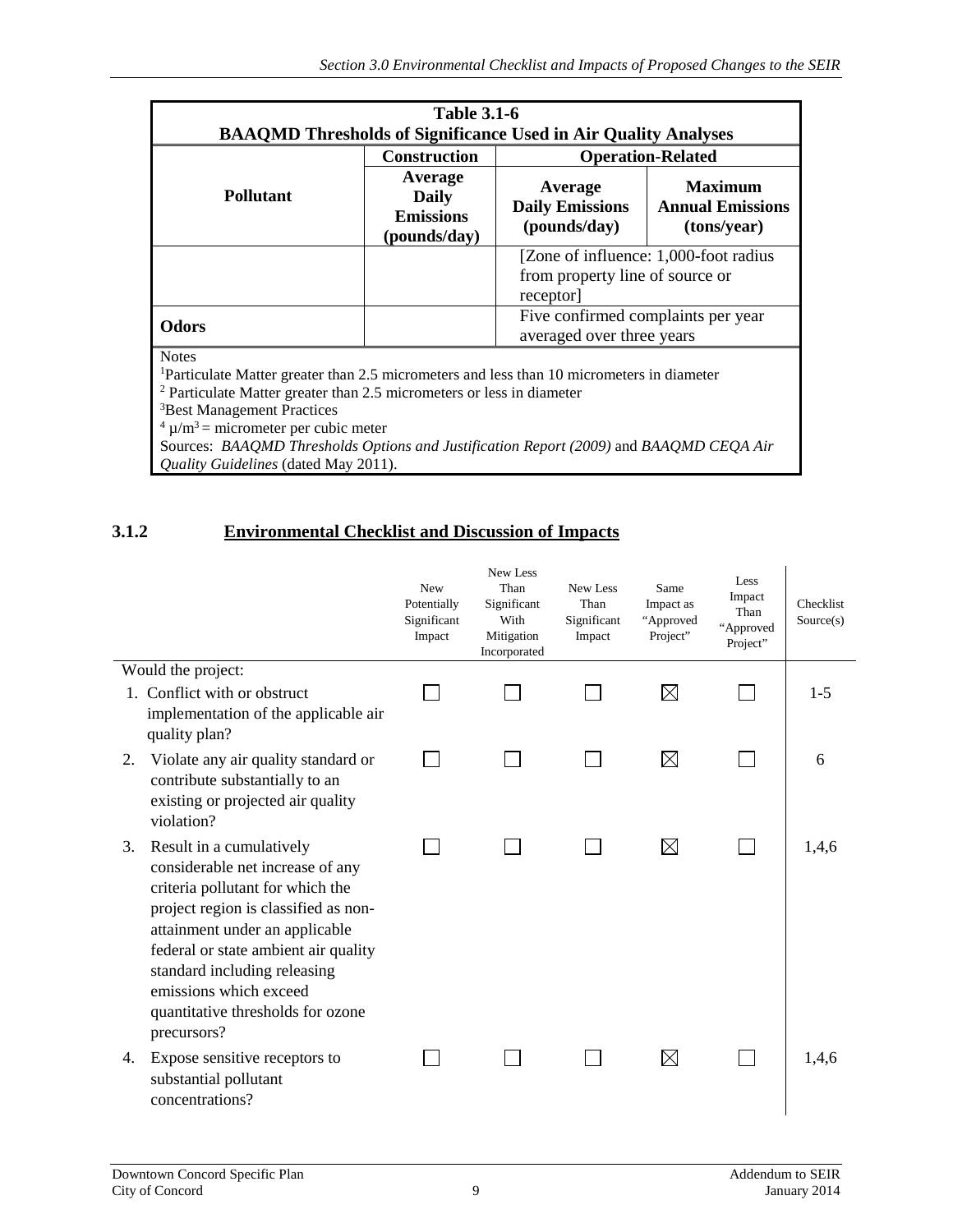| Table 3.1-6<br>BAAQMD Thresholds of Significance Used in Air Quality Analyses | | | |
|---|---|---|---|
| | **Construction** | **Operation-Related** | |
| **Pollutant** | **Average Daily Emissions (pounds/day)** | **Average Daily Emissions (pounds/day)** | **Maximum Annual Emissions (tons/year)** |
| | | [Zone of influence: 1,000-foot radius from property line of source or receptor] | |
| **Odors** | | Five confirmed complaints per year averaged over three years | |

Notes
[1]Particulate Matter greater than 2.5 micrometers and less than 10 micrometers in diameter
[2] Particulate Matter greater than 2.5 micrometers or less in diameter
[3]Best Management Practices
[4] $\mu/m^3$ = micrometer per cubic meter
Sources: *BAAQMD Thresholds Options and Justification Report (2009)* and *BAAQMD CEQA Air Quality Guidelines* (dated May 2011).

### 3.1.2 Environmental Checklist and Discussion of Impacts

| | New Potentially Significant Impact | New Less Than Significant With Mitigation Incorporated | New Less Than Significant Impact | Same Impact as "Approved Project" | Less Impact Than "Approved Project" | Checklist Source(s) |
|---|---|---|---|---|---|---|
| Would the project: | | | | | | |
| 1. Conflict with or obstruct implementation of the applicable air quality plan? | ☐ | ☐ | ☐ | ☒ | ☐ | 1-5 |
| 2. Violate any air quality standard or contribute substantially to an existing or projected air quality violation? | ☐ | ☐ | ☐ | ☒ | ☐ | 6 |
| 3. Result in a cumulatively considerable net increase of any criteria pollutant for which the project region is classified as non-attainment under an applicable federal or state ambient air quality standard including releasing emissions which exceed quantitative thresholds for ozone precursors? | ☐ | ☐ | ☐ | ☒ | ☐ | 1,4,6 |
| 4. Expose sensitive receptors to substantial pollutant concentrations? | ☐ | ☐ | ☐ | ☒ | ☐ | 1,4,6 |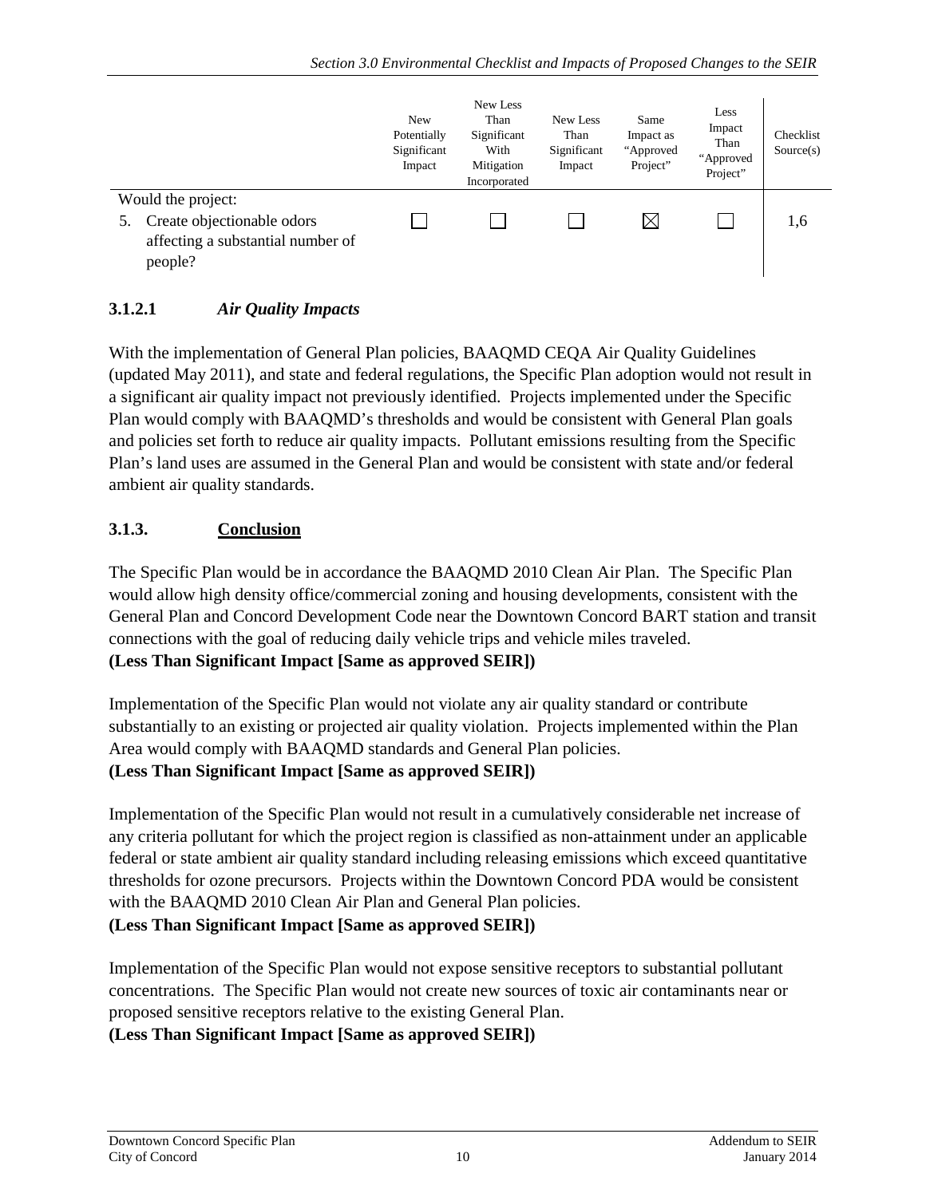| | New Potentially Significant Impact | New Less Than Significant With Mitigation Incorporated | New Less Than Significant Impact | Same Impact as "Approved Project" | Less Impact Than "Approved Project" | Checklist Source(s) |
|---|---|---|---|---|---|---|
| Would the project: | | | | | | |
| 5. Create objectionable odors affecting a substantial number of people? | ☐ | ☐ | ☐ | ☒ | ☐ | 1,6 |

### 3.1.2.1 *Air Quality Impacts*

With the implementation of General Plan policies, BAAQMD CEQA Air Quality Guidelines (updated May 2011), and state and federal regulations, the Specific Plan adoption would not result in a significant air quality impact not previously identified. Projects implemented under the Specific Plan would comply with BAAQMD's thresholds and would be consistent with General Plan goals and policies set forth to reduce air quality impacts. Pollutant emissions resulting from the Specific Plan's land uses are assumed in the General Plan and would be consistent with state and/or federal ambient air quality standards.

### 3.1.3. Conclusion

The Specific Plan would be in accordance the BAAQMD 2010 Clean Air Plan. The Specific Plan would allow high density office/commercial zoning and housing developments, consistent with the General Plan and Concord Development Code near the Downtown Concord BART station and transit connections with the goal of reducing daily vehicle trips and vehicle miles traveled.
**(Less Than Significant Impact [Same as approved SEIR])**

Implementation of the Specific Plan would not violate any air quality standard or contribute substantially to an existing or projected air quality violation. Projects implemented within the Plan Area would comply with BAAQMD standards and General Plan policies.
**(Less Than Significant Impact [Same as approved SEIR])**

Implementation of the Specific Plan would not result in a cumulatively considerable net increase of any criteria pollutant for which the project region is classified as non-attainment under an applicable federal or state ambient air quality standard including releasing emissions which exceed quantitative thresholds for ozone precursors. Projects within the Downtown Concord PDA would be consistent with the BAAQMD 2010 Clean Air Plan and General Plan policies.
**(Less Than Significant Impact [Same as approved SEIR])**

Implementation of the Specific Plan would not expose sensitive receptors to substantial pollutant concentrations. The Specific Plan would not create new sources of toxic air contaminants near or proposed sensitive receptors relative to the existing General Plan.
**(Less Than Significant Impact [Same as approved SEIR])**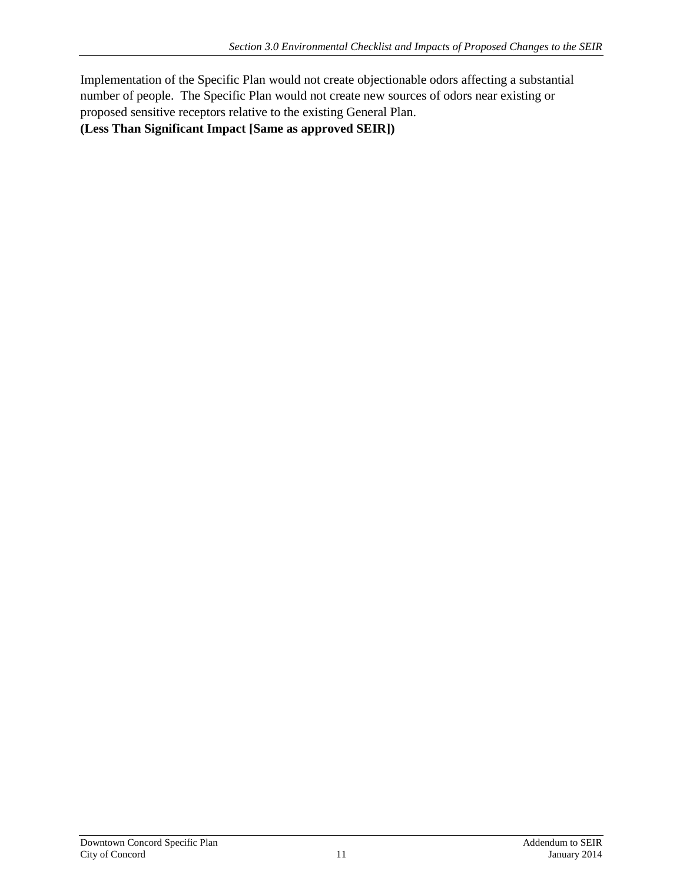Implementation of the Specific Plan would not create objectionable odors affecting a substantial number of people. The Specific Plan would not create new sources of odors near existing or proposed sensitive receptors relative to the existing General Plan.
**(Less Than Significant Impact [Same as approved SEIR])**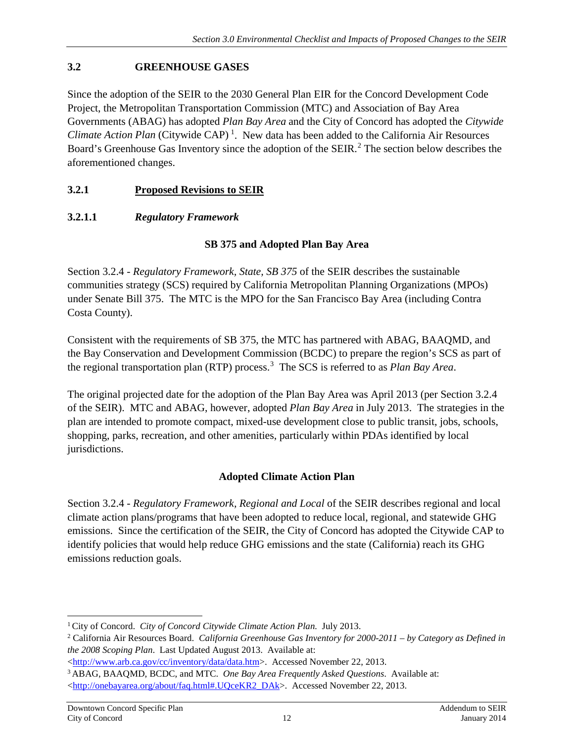## 3.2 GREENHOUSE GASES

Since the adoption of the SEIR to the 2030 General Plan EIR for the Concord Development Code Project, the Metropolitan Transportation Commission (MTC) and Association of Bay Area Governments (ABAG) has adopted *Plan Bay Area* and the City of Concord has adopted the *Citywide Climate Action Plan* (Citywide CAP) [1]. New data has been added to the California Air Resources Board's Greenhouse Gas Inventory since the adoption of the SEIR.[2] The section below describes the aforementioned changes.

### 3.2.1 <u>Proposed Revisions to SEIR</u>

#### 3.2.1.1 *Regulatory Framework*

**SB 375 and Adopted Plan Bay Area**

Section 3.2.4 - *Regulatory Framework, State, SB 375* of the SEIR describes the sustainable communities strategy (SCS) required by California Metropolitan Planning Organizations (MPOs) under Senate Bill 375. The MTC is the MPO for the San Francisco Bay Area (including Contra Costa County).

Consistent with the requirements of SB 375, the MTC has partnered with ABAG, BAAQMD, and the Bay Conservation and Development Commission (BCDC) to prepare the region's SCS as part of the regional transportation plan (RTP) process.[3] The SCS is referred to as *Plan Bay Area*.

The original projected date for the adoption of the Plan Bay Area was April 2013 (per Section 3.2.4 of the SEIR). MTC and ABAG, however, adopted *Plan Bay Area* in July 2013. The strategies in the plan are intended to promote compact, mixed-use development close to public transit, jobs, schools, shopping, parks, recreation, and other amenities, particularly within PDAs identified by local jurisdictions.

**Adopted Climate Action Plan**

Section 3.2.4 - *Regulatory Framework, Regional and Local* of the SEIR describes regional and local climate action plans/programs that have been adopted to reduce local, regional, and statewide GHG emissions. Since the certification of the SEIR, the City of Concord has adopted the Citywide CAP to identify policies that would help reduce GHG emissions and the state (California) reach its GHG emissions reduction goals.

---

[1] City of Concord. *City of Concord Citywide Climate Action Plan.* July 2013.

[2] California Air Resources Board. *California Greenhouse Gas Inventory for 2000-2011 – by Category as Defined in the 2008 Scoping Plan*. Last Updated August 2013. Available at: <http://www.arb.ca.gov/cc/inventory/data/data.htm>. Accessed November 22, 2013.

[3] ABAG, BAAQMD, BCDC, and MTC. *One Bay Area Frequently Asked Questions*. Available at: <http://onebayarea.org/about/faq.html#.UQceKR2_DAk>. Accessed November 22, 2013.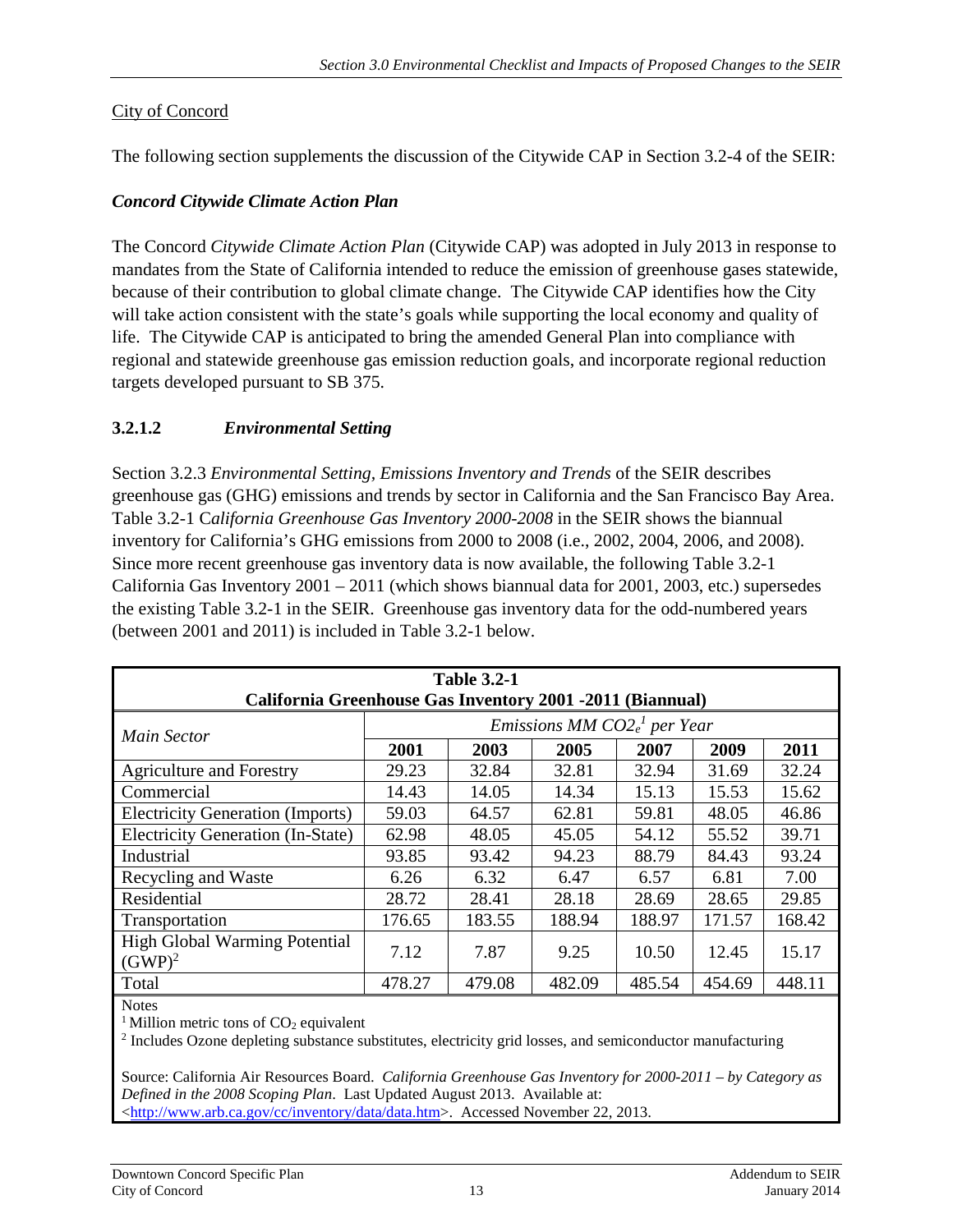City of Concord

The following section supplements the discussion of the Citywide CAP in Section 3.2-4 of the SEIR:

***Concord Citywide Climate Action Plan***

The Concord *Citywide Climate Action Plan* (Citywide CAP) was adopted in July 2013 in response to mandates from the State of California intended to reduce the emission of greenhouse gases statewide, because of their contribution to global climate change. The Citywide CAP identifies how the City will take action consistent with the state's goals while supporting the local economy and quality of life. The Citywide CAP is anticipated to bring the amended General Plan into compliance with regional and statewide greenhouse gas emission reduction goals, and incorporate regional reduction targets developed pursuant to SB 375.

### 3.2.1.2 *Environmental Setting*

Section 3.2.3 *Environmental Setting, Emissions Inventory and Trends* of the SEIR describes greenhouse gas (GHG) emissions and trends by sector in California and the San Francisco Bay Area. Table 3.2-1 C*alifornia Greenhouse Gas Inventory 2000-2008* in the SEIR shows the biannual inventory for California's GHG emissions from 2000 to 2008 (i.e., 2002, 2004, 2006, and 2008). Since more recent greenhouse gas inventory data is now available, the following Table 3.2-1 California Gas Inventory 2001 – 2011 (which shows biannual data for 2001, 2003, etc.) supersedes the existing Table 3.2-1 in the SEIR. Greenhouse gas inventory data for the odd-numbered years (between 2001 and 2011) is included in Table 3.2-1 below.

**Table 3.2-1**
**California Greenhouse Gas Inventory 2001 -2011 (Biannual)**

| *Main Sector* | *Emissions MM $CO2_e$[1] per Year* | | | | | |
|---|---|---|---|---|---|---|
| | **2001** | **2003** | **2005** | **2007** | **2009** | **2011** |
| Agriculture and Forestry | 29.23 | 32.84 | 32.81 | 32.94 | 31.69 | 32.24 |
| Commercial | 14.43 | 14.05 | 14.34 | 15.13 | 15.53 | 15.62 |
| Electricity Generation (Imports) | 59.03 | 64.57 | 62.81 | 59.81 | 48.05 | 46.86 |
| Electricity Generation (In-State) | 62.98 | 48.05 | 45.05 | 54.12 | 55.52 | 39.71 |
| Industrial | 93.85 | 93.42 | 94.23 | 88.79 | 84.43 | 93.24 |
| Recycling and Waste | 6.26 | 6.32 | 6.47 | 6.57 | 6.81 | 7.00 |
| Residential | 28.72 | 28.41 | 28.18 | 28.69 | 28.65 | 29.85 |
| Transportation | 176.65 | 183.55 | 188.94 | 188.97 | 171.57 | 168.42 |
| High Global Warming Potential (GWP)[2] | 7.12 | 7.87 | 9.25 | 10.50 | 12.45 | 15.17 |
| Total | 478.27 | 479.08 | 482.09 | 485.54 | 454.69 | 448.11 |

Notes

[1] Million metric tons of $CO_2$ equivalent

[2] Includes Ozone depleting substance substitutes, electricity grid losses, and semiconductor manufacturing

Source: California Air Resources Board. *California Greenhouse Gas Inventory for 2000-2011 – by Category as Defined in the 2008 Scoping Plan*. Last Updated August 2013. Available at: <http://www.arb.ca.gov/cc/inventory/data/data.htm>. Accessed November 22, 2013.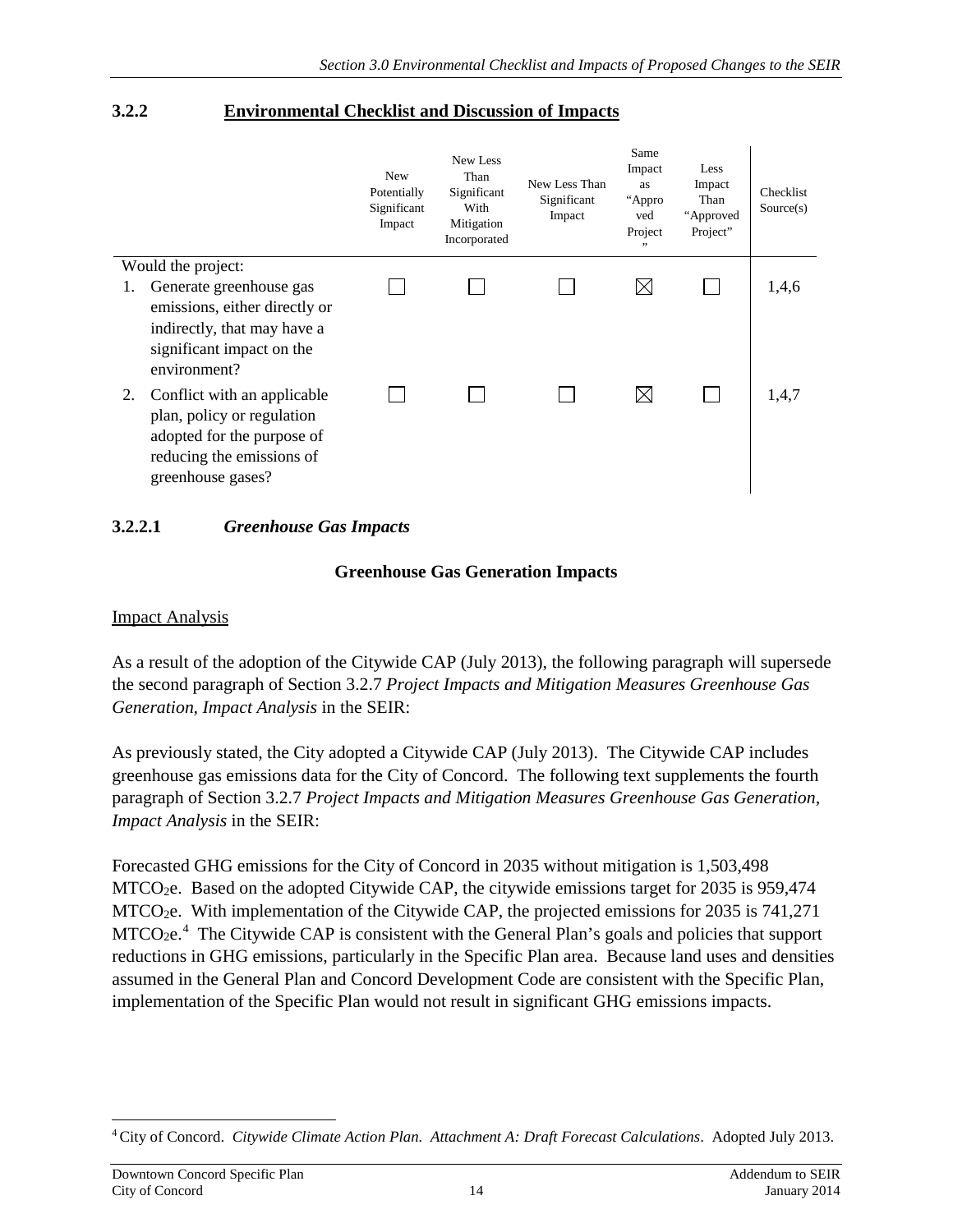### 3.2.2 Environmental Checklist and Discussion of Impacts

| | New Potentially Significant Impact | New Less Than Significant With Mitigation Incorporated | New Less Than Significant Impact | Same Impact as "Approved Project" | Less Impact Than "Approved Project" | Checklist Source(s) |
|---|---|---|---|---|---|---|
| Would the project: | | | | | | |
| 1. Generate greenhouse gas emissions, either directly or indirectly, that may have a significant impact on the environment? | ☐ | ☐ | ☐ | ☒ | ☐ | 1,4,6 |
| 2. Conflict with an applicable plan, policy or regulation adopted for the purpose of reducing the emissions of greenhouse gases? | ☐ | ☐ | ☐ | ☒ | ☐ | 1,4,7 |

#### 3.2.2.1 *Greenhouse Gas Impacts*

**Greenhouse Gas Generation Impacts**

Impact Analysis

As a result of the adoption of the Citywide CAP (July 2013), the following paragraph will supersede the second paragraph of Section 3.2.7 *Project Impacts and Mitigation Measures Greenhouse Gas Generation, Impact Analysis* in the SEIR:

As previously stated, the City adopted a Citywide CAP (July 2013). The Citywide CAP includes greenhouse gas emissions data for the City of Concord. The following text supplements the fourth paragraph of Section 3.2.7 *Project Impacts and Mitigation Measures Greenhouse Gas Generation, Impact Analysis* in the SEIR:

Forecasted GHG emissions for the City of Concord in 2035 without mitigation is 1,503,498 $MTCO_2e$. Based on the adopted Citywide CAP, the citywide emissions target for 2035 is 959,474 $MTCO_2e$. With implementation of the Citywide CAP, the projected emissions for 2035 is 741,271 $MTCO_2e$.[4] The Citywide CAP is consistent with the General Plan's goals and policies that support reductions in GHG emissions, particularly in the Specific Plan area. Because land uses and densities assumed in the General Plan and Concord Development Code are consistent with the Specific Plan, implementation of the Specific Plan would not result in significant GHG emissions impacts.

[4] City of Concord. *Citywide Climate Action Plan. Attachment A: Draft Forecast Calculations*. Adopted July 2013.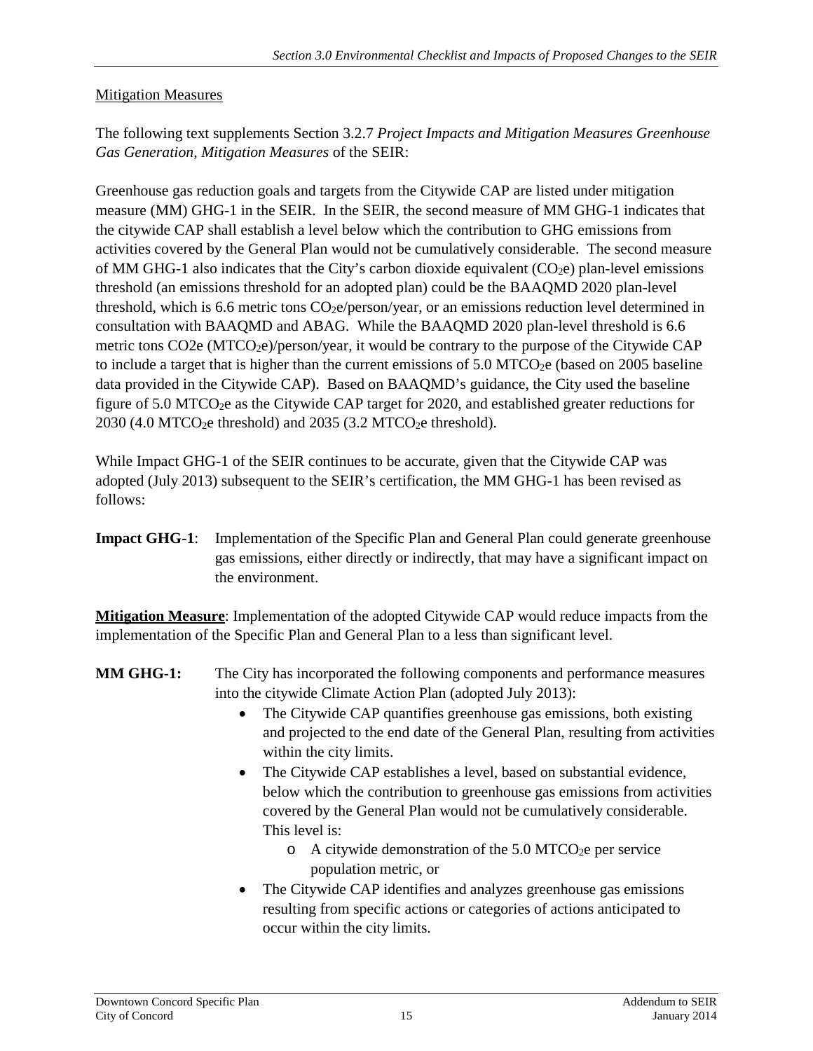Mitigation Measures

The following text supplements Section 3.2.7 *Project Impacts and Mitigation Measures Greenhouse Gas Generation, Mitigation Measures* of the SEIR:

Greenhouse gas reduction goals and targets from the Citywide CAP are listed under mitigation measure (MM) GHG-1 in the SEIR. In the SEIR, the second measure of MM GHG-1 indicates that the citywide CAP shall establish a level below which the contribution to GHG emissions from activities covered by the General Plan would not be cumulatively considerable. The second measure of MM GHG-1 also indicates that the City's carbon dioxide equivalent ($CO_2e$) plan-level emissions threshold (an emissions threshold for an adopted plan) could be the BAAQMD 2020 plan-level threshold, which is 6.6 metric tons $CO_2e$/person/year, or an emissions reduction level determined in consultation with BAAQMD and ABAG. While the BAAQMD 2020 plan-level threshold is 6.6 metric tons CO2e ($MTCO_2e$)/person/year, it would be contrary to the purpose of the Citywide CAP to include a target that is higher than the current emissions of 5.0 $MTCO_2e$ (based on 2005 baseline data provided in the Citywide CAP). Based on BAAQMD's guidance, the City used the baseline figure of 5.0 $MTCO_2e$ as the Citywide CAP target for 2020, and established greater reductions for 2030 (4.0 $MTCO_2e$ threshold) and 2035 (3.2 $MTCO_2e$ threshold).

While Impact GHG-1 of the SEIR continues to be accurate, given that the Citywide CAP was adopted (July 2013) subsequent to the SEIR's certification, the MM GHG-1 has been revised as follows:

**Impact GHG-1**: Implementation of the Specific Plan and General Plan could generate greenhouse gas emissions, either directly or indirectly, that may have a significant impact on the environment.

**Mitigation Measure**: Implementation of the adopted Citywide CAP would reduce impacts from the implementation of the Specific Plan and General Plan to a less than significant level.

**MM GHG-1:** The City has incorporated the following components and performance measures into the citywide Climate Action Plan (adopted July 2013):

- The Citywide CAP quantifies greenhouse gas emissions, both existing and projected to the end date of the General Plan, resulting from activities within the city limits.
- The Citywide CAP establishes a level, based on substantial evidence, below which the contribution to greenhouse gas emissions from activities covered by the General Plan would not be cumulatively considerable. This level is:
  - A citywide demonstration of the 5.0 $MTCO_2e$ per service population metric, or
- The Citywide CAP identifies and analyzes greenhouse gas emissions resulting from specific actions or categories of actions anticipated to occur within the city limits.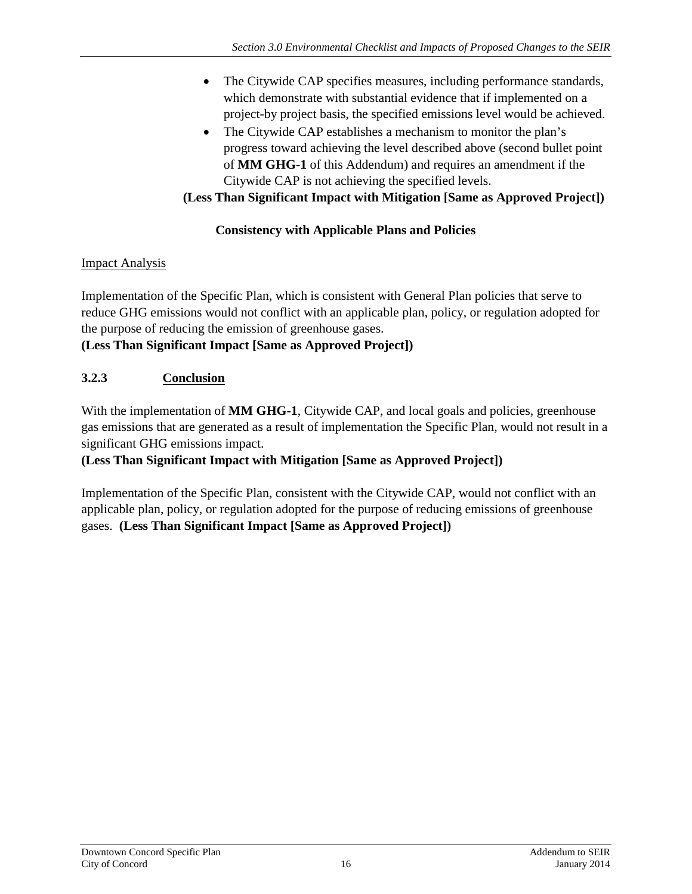- The Citywide CAP specifies measures, including performance standards, which demonstrate with substantial evidence that if implemented on a project-by project basis, the specified emissions level would be achieved.
- The Citywide CAP establishes a mechanism to monitor the plan's progress toward achieving the level described above (second bullet point of **MM GHG-1** of this Addendum) and requires an amendment if the Citywide CAP is not achieving the specified levels.

**(Less Than Significant Impact with Mitigation [Same as Approved Project])**

**Consistency with Applicable Plans and Policies**

Impact Analysis

Implementation of the Specific Plan, which is consistent with General Plan policies that serve to reduce GHG emissions would not conflict with an applicable plan, policy, or regulation adopted for the purpose of reducing the emission of greenhouse gases.
**(Less Than Significant Impact [Same as Approved Project])**

### 3.2.3 Conclusion

With the implementation of **MM GHG-1**, Citywide CAP, and local goals and policies, greenhouse gas emissions that are generated as a result of implementation the Specific Plan, would not result in a significant GHG emissions impact.
**(Less Than Significant Impact with Mitigation [Same as Approved Project])**

Implementation of the Specific Plan, consistent with the Citywide CAP, would not conflict with an applicable plan, policy, or regulation adopted for the purpose of reducing emissions of greenhouse gases. **(Less Than Significant Impact [Same as Approved Project])**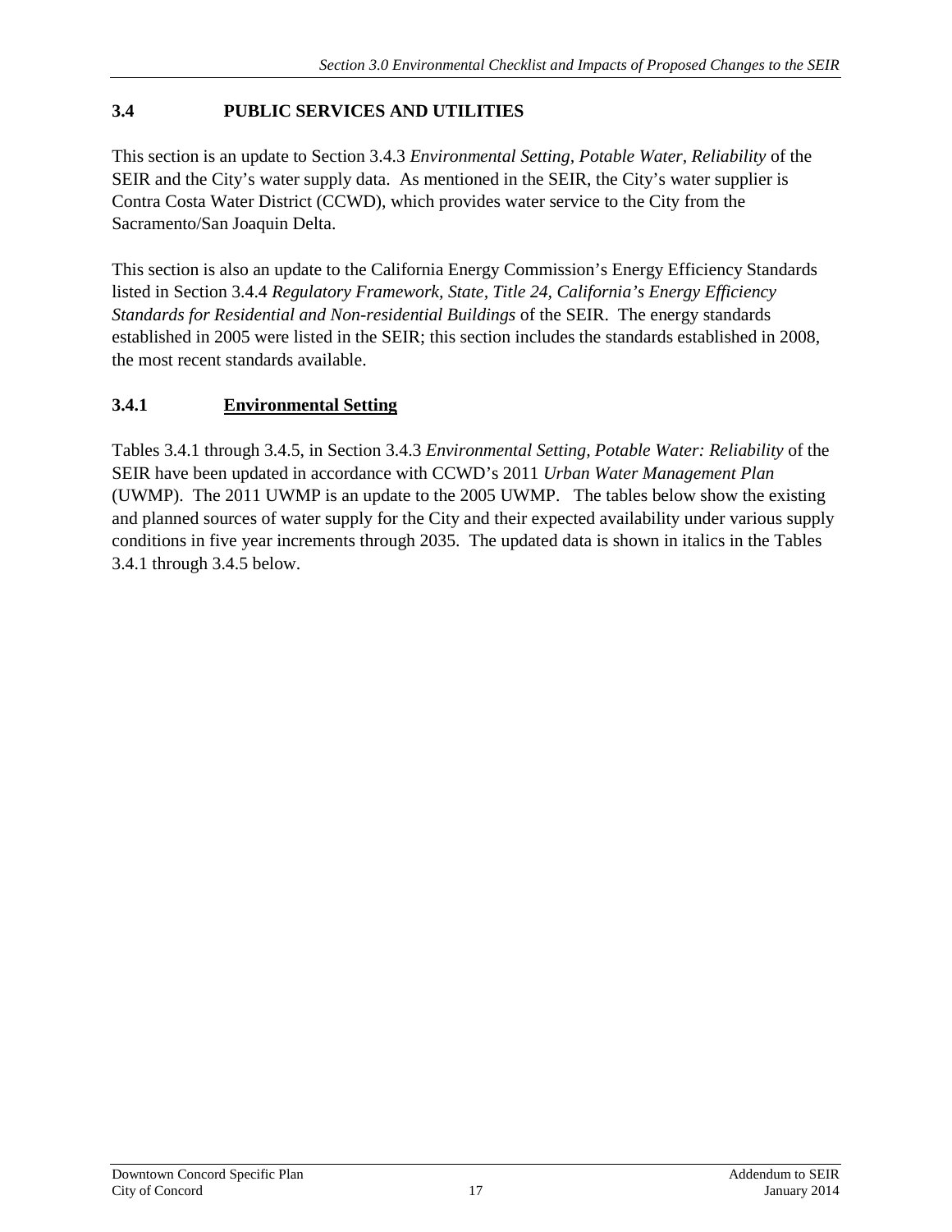## 3.4 PUBLIC SERVICES AND UTILITIES

This section is an update to Section 3.4.3 *Environmental Setting, Potable Water, Reliability* of the SEIR and the City's water supply data. As mentioned in the SEIR, the City's water supplier is Contra Costa Water District (CCWD), which provides water service to the City from the Sacramento/San Joaquin Delta.

This section is also an update to the California Energy Commission's Energy Efficiency Standards listed in Section 3.4.4 *Regulatory Framework, State, Title 24, California's Energy Efficiency Standards for Residential and Non-residential Buildings* of the SEIR. The energy standards established in 2005 were listed in the SEIR; this section includes the standards established in 2008, the most recent standards available.

### 3.4.1 Environmental Setting

Tables 3.4.1 through 3.4.5, in Section 3.4.3 *Environmental Setting, Potable Water: Reliability* of the SEIR have been updated in accordance with CCWD's 2011 *Urban Water Management Plan* (UWMP). The 2011 UWMP is an update to the 2005 UWMP. The tables below show the existing and planned sources of water supply for the City and their expected availability under various supply conditions in five year increments through 2035. The updated data is shown in italics in the Tables 3.4.1 through 3.4.5 below.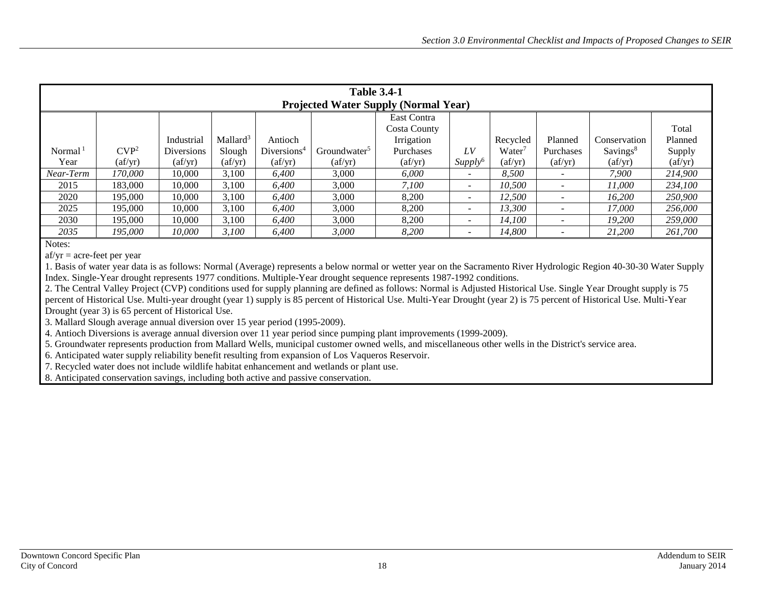**Table 3.4-1**
**Projected Water Supply (Normal Year)**

| Normal[1] Year | CVP[2] (af/yr) | Industrial Diversions (af/yr) | Mallard[3] Slough (af/yr) | Antioch Diversions[4] (af/yr) | Groundwater[5] (af/yr) | East Contra Costa County Irrigation Purchases (af/yr) | *LV Supply*[6] | Recycled Water[7] (af/yr) | Planned Purchases (af/yr) | Conservation Savings[8] (af/yr) | Total Planned Supply (af/yr) |
|---|---|---|---|---|---|---|---|---|---|---|---|
| *Near-Term* | *170,000* | 10,000 | 3,100 | *6,400* | 3,000 | *6,000* | - | *8,500* | - | *7,900* | *214,900* |
| 2015 | 183,000 | 10,000 | 3,100 | *6,400* | 3,000 | *7,100* | - | *10,500* | - | *11,000* | *234,100* |
| 2020 | 195,000 | 10,000 | 3,100 | *6,400* | 3,000 | 8,200 | - | *12,500* | - | *16,200* | *250,900* |
| 2025 | 195,000 | 10,000 | 3,100 | *6,400* | 3,000 | 8,200 | - | *13,300* | - | *17,000* | *256,000* |
| 2030 | 195,000 | 10,000 | 3,100 | *6,400* | 3,000 | 8,200 | - | *14,100* | - | *19,200* | *259,000* |
| *2035* | *195,000* | *10,000* | *3,100* | *6,400* | *3,000* | *8,200* | - | *14,800* | - | *21,200* | *261,700* |

Notes:

af/yr = acre-feet per year

1. Basis of water year data is as follows: Normal (Average) represents a below normal or wetter year on the Sacramento River Hydrologic Region 40-30-30 Water Supply Index. Single-Year drought represents 1977 conditions. Multiple-Year drought sequence represents 1987-1992 conditions.
2. The Central Valley Project (CVP) conditions used for supply planning are defined as follows: Normal is Adjusted Historical Use. Single Year Drought supply is 75 percent of Historical Use. Multi-year drought (year 1) supply is 85 percent of Historical Use. Multi-Year Drought (year 2) is 75 percent of Historical Use. Multi-Year Drought (year 3) is 65 percent of Historical Use.
3. Mallard Slough average annual diversion over 15 year period (1995-2009).
4. Antioch Diversions is average annual diversion over 11 year period since pumping plant improvements (1999-2009).
5. Groundwater represents production from Mallard Wells, municipal customer owned wells, and miscellaneous other wells in the District's service area.
6. Anticipated water supply reliability benefit resulting from expansion of Los Vaqueros Reservoir.
7. Recycled water does not include wildlife habitat enhancement and wetlands or plant use.
8. Anticipated conservation savings, including both active and passive conservation.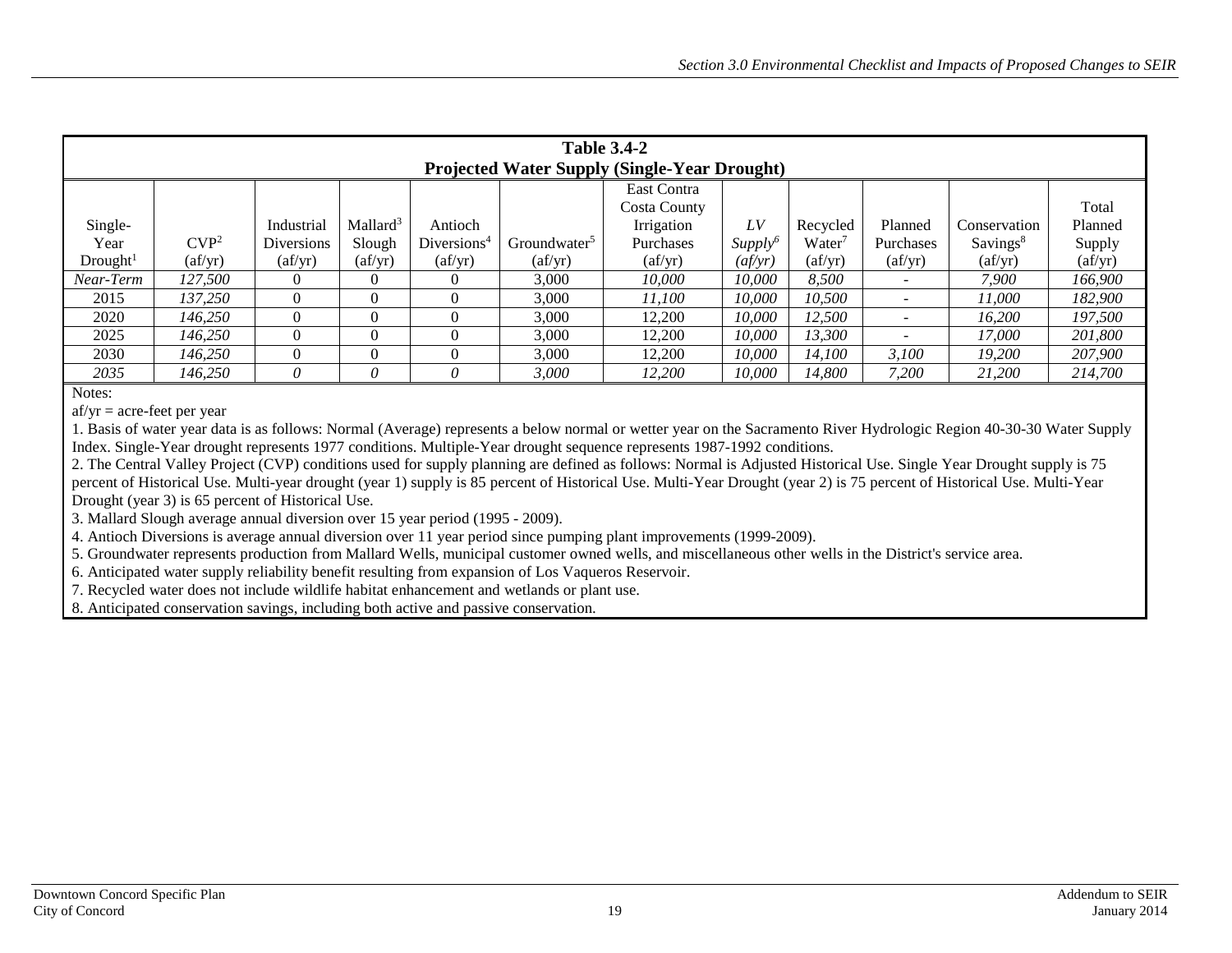**Table 3.4-2**
**Projected Water Supply (Single-Year Drought)**

| Single-Year Drought[1] | CVP[2] (af/yr) | Industrial Diversions (af/yr) | Mallard[3] Slough (af/yr) | Antioch Diversions[4] (af/yr) | Groundwater[5] (af/yr) | East Contra Costa County Irrigation Purchases (af/yr) | *LV Supply*[6] *(af/yr)* | Recycled Water[7] (af/yr) | Planned Purchases (af/yr) | Conservation Savings[8] (af/yr) | Total Planned Supply (af/yr) |
|---|---|---|---|---|---|---|---|---|---|---|---|
| *Near-Term* | *127,500* | 0 | 0 | 0 | 3,000 | *10,000* | *10,000* | *8,500* | - | *7,900* | *166,900* |
| 2015 | *137,250* | 0 | 0 | 0 | 3,000 | *11,100* | *10,000* | *10,500* | - | *11,000* | *182,900* |
| 2020 | *146,250* | 0 | 0 | 0 | 3,000 | 12,200 | *10,000* | *12,500* | - | *16,200* | *197,500* |
| 2025 | *146,250* | 0 | 0 | 0 | 3,000 | 12,200 | *10,000* | *13,300* | - | *17,000* | *201,800* |
| 2030 | *146,250* | 0 | 0 | 0 | 3,000 | 12,200 | *10,000* | *14,100* | *3,100* | *19,200* | *207,900* |
| *2035* | *146,250* | *0* | *0* | *0* | *3,000* | *12,200* | *10,000* | *14,800* | *7,200* | *21,200* | *214,700* |

Notes:

af/yr = acre-feet per year

1. Basis of water year data is as follows: Normal (Average) represents a below normal or wetter year on the Sacramento River Hydrologic Region 40-30-30 Water Supply Index. Single-Year drought represents 1977 conditions. Multiple-Year drought sequence represents 1987-1992 conditions.
2. The Central Valley Project (CVP) conditions used for supply planning are defined as follows: Normal is Adjusted Historical Use. Single Year Drought supply is 75 percent of Historical Use. Multi-year drought (year 1) supply is 85 percent of Historical Use. Multi-Year Drought (year 2) is 75 percent of Historical Use. Multi-Year Drought (year 3) is 65 percent of Historical Use.
3. Mallard Slough average annual diversion over 15 year period (1995 - 2009).
4. Antioch Diversions is average annual diversion over 11 year period since pumping plant improvements (1999-2009).
5. Groundwater represents production from Mallard Wells, municipal customer owned wells, and miscellaneous other wells in the District's service area.
6. Anticipated water supply reliability benefit resulting from expansion of Los Vaqueros Reservoir.
7. Recycled water does not include wildlife habitat enhancement and wetlands or plant use.
8. Anticipated conservation savings, including both active and passive conservation.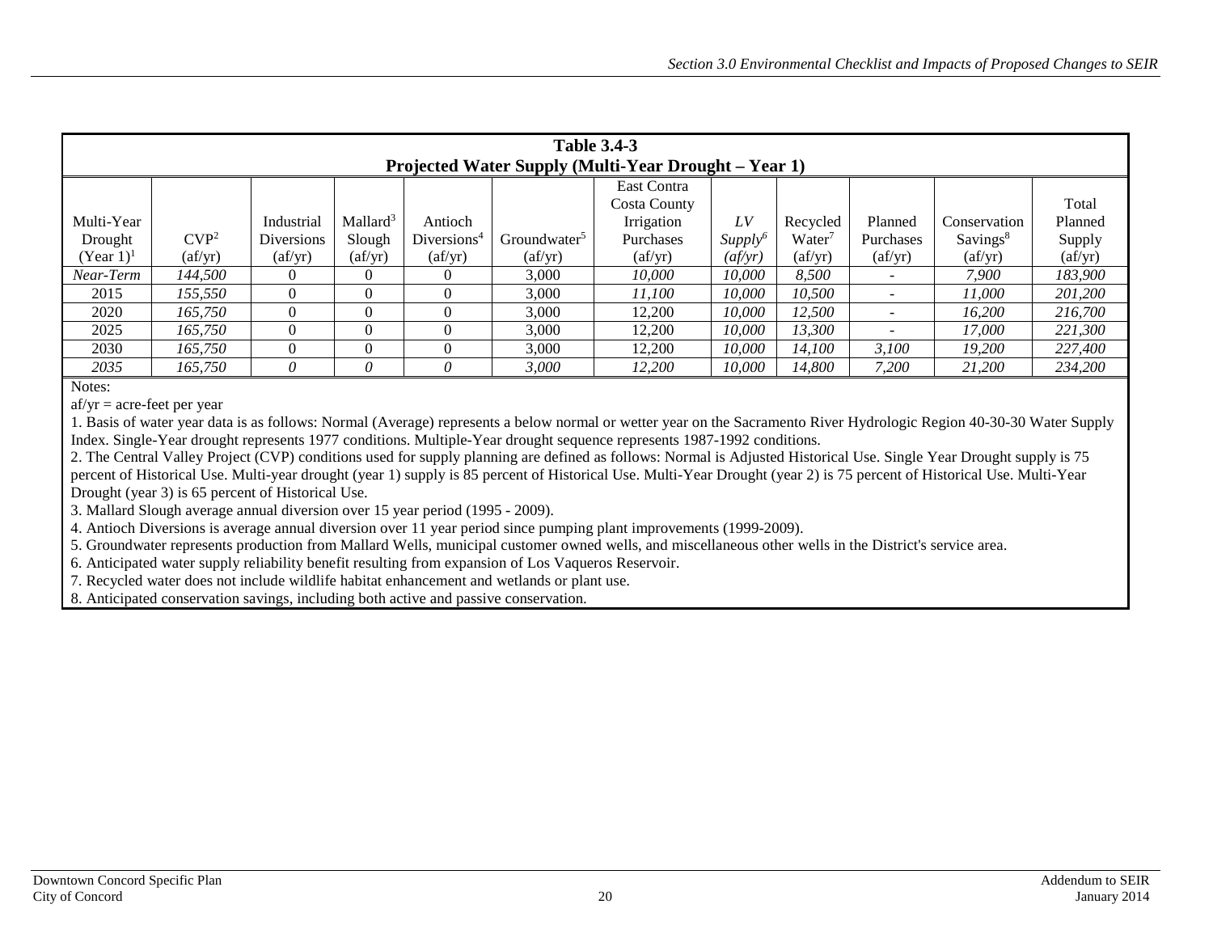**Table 3.4-3**
**Projected Water Supply (Multi-Year Drought – Year 1)**

| Multi-Year Drought (Year 1)[1] | CVP[2] (af/yr) | Industrial Diversions (af/yr) | Mallard[3] Slough (af/yr) | Antioch Diversions[4] (af/yr) | Groundwater[5] (af/yr) | East Contra Costa County Irrigation Purchases (af/yr) | *LV Supply*[6] *(af/yr)* | Recycled Water[7] (af/yr) | Planned Purchases (af/yr) | Conservation Savings[8] (af/yr) | Total Planned Supply (af/yr) |
|---|---|---|---|---|---|---|---|---|---|---|---|
| *Near-Term* | *144,500* | 0 | 0 | 0 | 3,000 | *10,000* | *10,000* | *8,500* | - | *7,900* | *183,900* |
| 2015 | *155,550* | 0 | 0 | 0 | 3,000 | *11,100* | *10,000* | *10,500* | - | *11,000* | *201,200* |
| 2020 | *165,750* | 0 | 0 | 0 | 3,000 | 12,200 | *10,000* | *12,500* | - | *16,200* | *216,700* |
| 2025 | *165,750* | 0 | 0 | 0 | 3,000 | 12,200 | *10,000* | *13,300* | - | *17,000* | *221,300* |
| 2030 | *165,750* | 0 | 0 | 0 | 3,000 | 12,200 | *10,000* | *14,100* | *3,100* | *19,200* | *227,400* |
| *2035* | *165,750* | *0* | *0* | *0* | *3,000* | *12,200* | *10,000* | *14,800* | *7,200* | *21,200* | *234,200* |

Notes:

af/yr = acre-feet per year

1. Basis of water year data is as follows: Normal (Average) represents a below normal or wetter year on the Sacramento River Hydrologic Region 40-30-30 Water Supply Index. Single-Year drought represents 1977 conditions. Multiple-Year drought sequence represents 1987-1992 conditions.
2. The Central Valley Project (CVP) conditions used for supply planning are defined as follows: Normal is Adjusted Historical Use. Single Year Drought supply is 75 percent of Historical Use. Multi-year drought (year 1) supply is 85 percent of Historical Use. Multi-Year Drought (year 2) is 75 percent of Historical Use. Multi-Year Drought (year 3) is 65 percent of Historical Use.
3. Mallard Slough average annual diversion over 15 year period (1995 - 2009).
4. Antioch Diversions is average annual diversion over 11 year period since pumping plant improvements (1999-2009).
5. Groundwater represents production from Mallard Wells, municipal customer owned wells, and miscellaneous other wells in the District's service area.
6. Anticipated water supply reliability benefit resulting from expansion of Los Vaqueros Reservoir.
7. Recycled water does not include wildlife habitat enhancement and wetlands or plant use.
8. Anticipated conservation savings, including both active and passive conservation.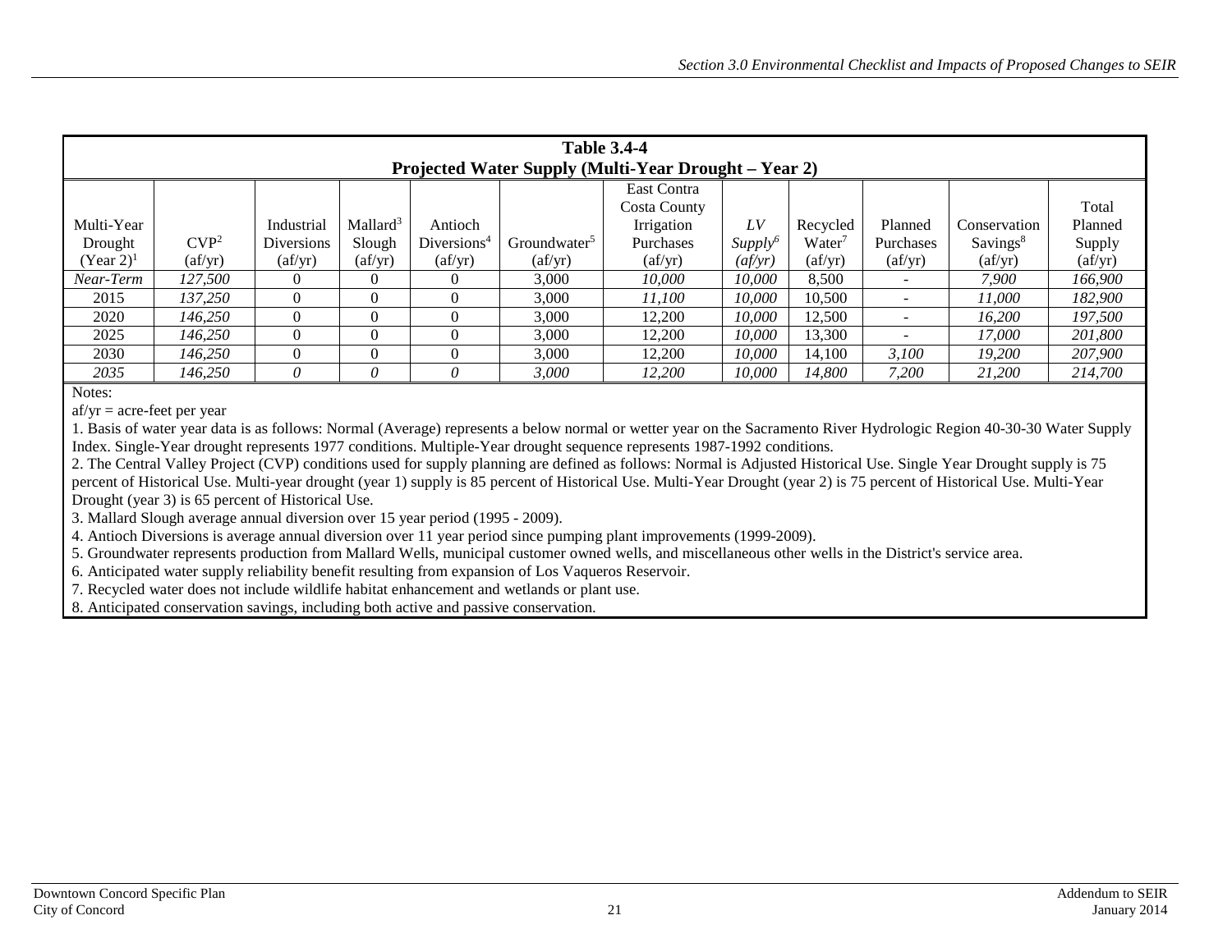**Table 3.4-4**
**Projected Water Supply (Multi-Year Drought – Year 2)**

| Multi-Year Drought (Year 2)[1] | CVP[2] (af/yr) | Industrial Diversions (af/yr) | Mallard[3] Slough (af/yr) | Antioch Diversions[4] (af/yr) | Groundwater[5] (af/yr) | East Contra Costa County Irrigation Purchases (af/yr) | *LV Supply*[6] *(af/yr)* | Recycled Water[7] (af/yr) | Planned Purchases (af/yr) | Conservation Savings[8] (af/yr) | Total Planned Supply (af/yr) |
|---|---|---|---|---|---|---|---|---|---|---|---|
| *Near-Term* | *127,500* | 0 | 0 | 0 | 3,000 | *10,000* | *10,000* | 8,500 | - | *7,900* | *166,900* |
| 2015 | *137,250* | 0 | 0 | 0 | 3,000 | *11,100* | *10,000* | 10,500 | - | *11,000* | *182,900* |
| 2020 | *146,250* | 0 | 0 | 0 | 3,000 | 12,200 | *10,000* | 12,500 | - | *16,200* | *197,500* |
| 2025 | *146,250* | 0 | 0 | 0 | 3,000 | 12,200 | *10,000* | 13,300 | - | *17,000* | *201,800* |
| 2030 | *146,250* | 0 | 0 | 0 | 3,000 | 12,200 | *10,000* | 14,100 | *3,100* | *19,200* | *207,900* |
| *2035* | *146,250* | *0* | *0* | *0* | *3,000* | *12,200* | *10,000* | *14,800* | *7,200* | *21,200* | *214,700* |

Notes:

af/yr = acre-feet per year

1. Basis of water year data is as follows: Normal (Average) represents a below normal or wetter year on the Sacramento River Hydrologic Region 40-30-30 Water Supply Index. Single-Year drought represents 1977 conditions. Multiple-Year drought sequence represents 1987-1992 conditions.
2. The Central Valley Project (CVP) conditions used for supply planning are defined as follows: Normal is Adjusted Historical Use. Single Year Drought supply is 75 percent of Historical Use. Multi-year drought (year 1) supply is 85 percent of Historical Use. Multi-Year Drought (year 2) is 75 percent of Historical Use. Multi-Year Drought (year 3) is 65 percent of Historical Use.
3. Mallard Slough average annual diversion over 15 year period (1995 - 2009).
4. Antioch Diversions is average annual diversion over 11 year period since pumping plant improvements (1999-2009).
5. Groundwater represents production from Mallard Wells, municipal customer owned wells, and miscellaneous other wells in the District's service area.
6. Anticipated water supply reliability benefit resulting from expansion of Los Vaqueros Reservoir.
7. Recycled water does not include wildlife habitat enhancement and wetlands or plant use.
8. Anticipated conservation savings, including both active and passive conservation.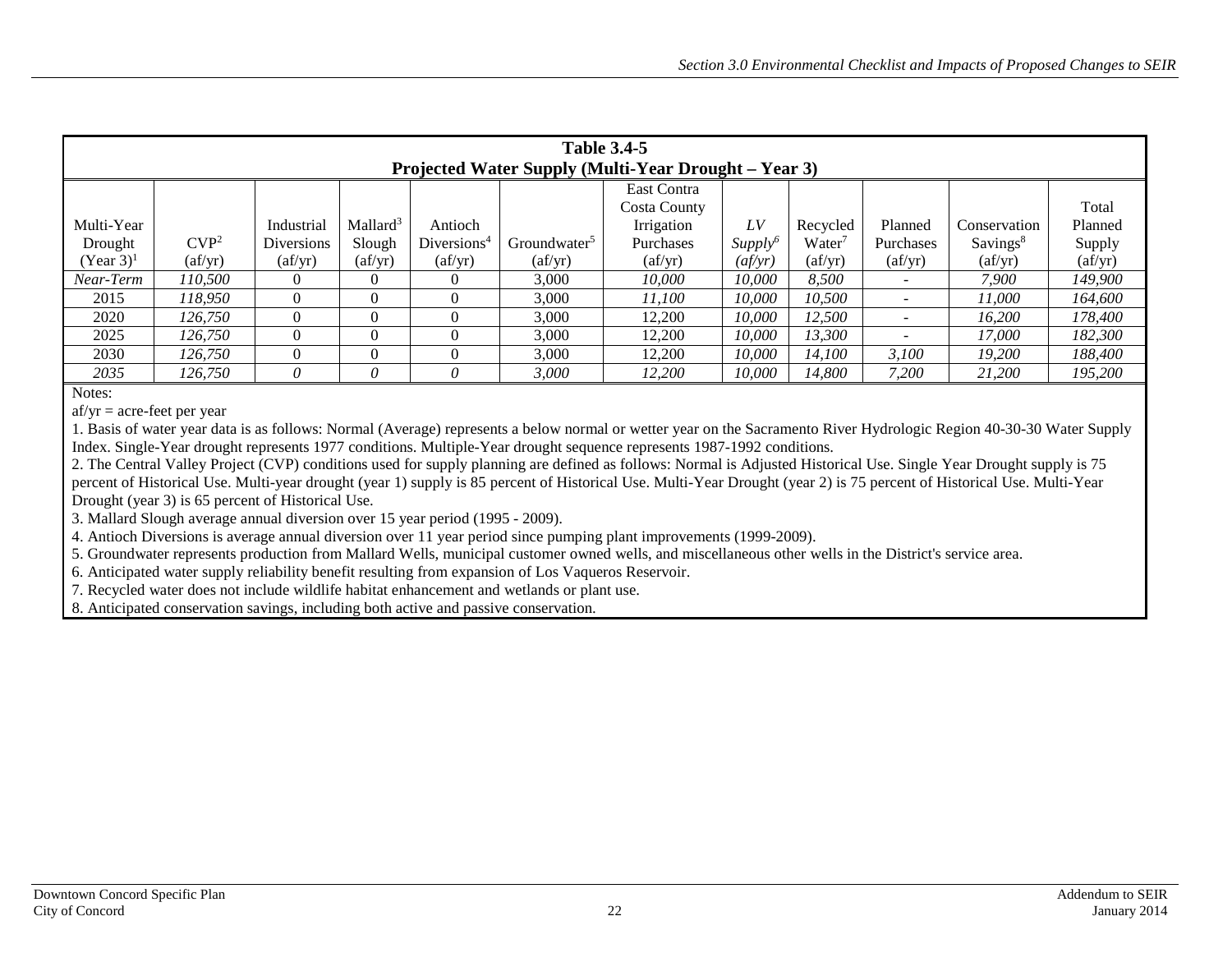**Table 3.4-5**
**Projected Water Supply (Multi-Year Drought – Year 3)**

| Multi-Year Drought (Year 3)[1] | CVP[2] (af/yr) | Industrial Diversions (af/yr) | Mallard[3] Slough (af/yr) | Antioch Diversions[4] (af/yr) | Groundwater[5] (af/yr) | East Contra Costa County Irrigation Purchases (af/yr) | *LV Supply*[6] *(af/yr)* | Recycled Water[7] (af/yr) | Planned Purchases (af/yr) | Conservation Savings[8] (af/yr) | Total Planned Supply (af/yr) |
|---|---|---|---|---|---|---|---|---|---|---|---|
| *Near-Term* | *110,500* | 0 | 0 | 0 | 3,000 | *10,000* | *10,000* | *8,500* | - | *7,900* | *149,900* |
| 2015 | *118,950* | 0 | 0 | 0 | 3,000 | *11,100* | *10,000* | *10,500* | - | *11,000* | *164,600* |
| 2020 | *126,750* | 0 | 0 | 0 | 3,000 | 12,200 | *10,000* | *12,500* | - | *16,200* | *178,400* |
| 2025 | *126,750* | 0 | 0 | 0 | 3,000 | 12,200 | *10,000* | *13,300* | - | *17,000* | *182,300* |
| 2030 | *126,750* | 0 | 0 | 0 | 3,000 | 12,200 | *10,000* | *14,100* | *3,100* | *19,200* | *188,400* |
| *2035* | *126,750* | *0* | *0* | *0* | *3,000* | *12,200* | *10,000* | *14,800* | *7,200* | *21,200* | *195,200* |

Notes:

af/yr = acre-feet per year

1. Basis of water year data is as follows: Normal (Average) represents a below normal or wetter year on the Sacramento River Hydrologic Region 40-30-30 Water Supply Index. Single-Year drought represents 1977 conditions. Multiple-Year drought sequence represents 1987-1992 conditions.
2. The Central Valley Project (CVP) conditions used for supply planning are defined as follows: Normal is Adjusted Historical Use. Single Year Drought supply is 75 percent of Historical Use. Multi-year drought (year 1) supply is 85 percent of Historical Use. Multi-Year Drought (year 2) is 75 percent of Historical Use. Multi-Year Drought (year 3) is 65 percent of Historical Use.
3. Mallard Slough average annual diversion over 15 year period (1995 - 2009).
4. Antioch Diversions is average annual diversion over 11 year period since pumping plant improvements (1999-2009).
5. Groundwater represents production from Mallard Wells, municipal customer owned wells, and miscellaneous other wells in the District's service area.
6. Anticipated water supply reliability benefit resulting from expansion of Los Vaqueros Reservoir.
7. Recycled water does not include wildlife habitat enhancement and wetlands or plant use.
8. Anticipated conservation savings, including both active and passive conservation.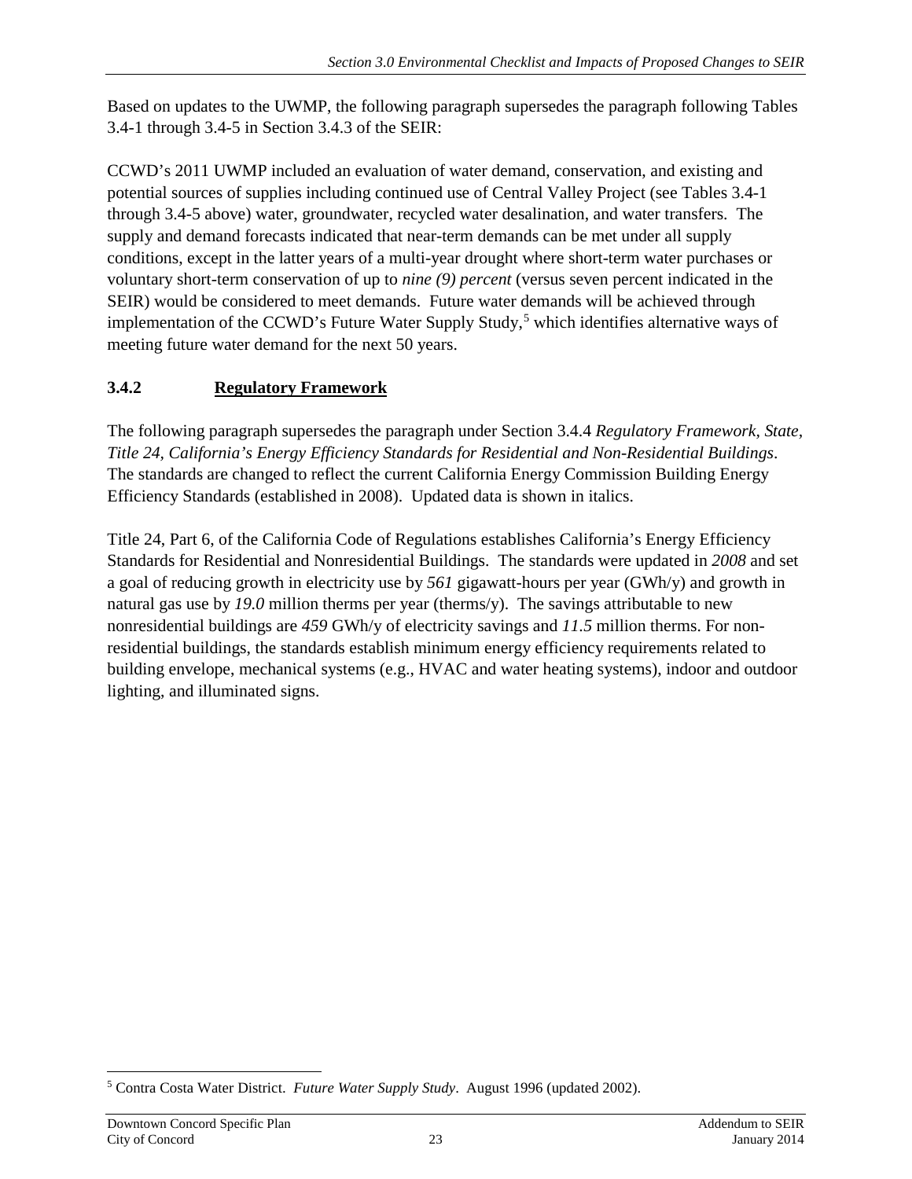Based on updates to the UWMP, the following paragraph supersedes the paragraph following Tables 3.4-1 through 3.4-5 in Section 3.4.3 of the SEIR:

CCWD's 2011 UWMP included an evaluation of water demand, conservation, and existing and potential sources of supplies including continued use of Central Valley Project (see Tables 3.4-1 through 3.4-5 above) water, groundwater, recycled water desalination, and water transfers. The supply and demand forecasts indicated that near-term demands can be met under all supply conditions, except in the latter years of a multi-year drought where short-term water purchases or voluntary short-term conservation of up to *nine (9) percent* (versus seven percent indicated in the SEIR) would be considered to meet demands. Future water demands will be achieved through implementation of the CCWD's Future Water Supply Study,[5] which identifies alternative ways of meeting future water demand for the next 50 years.

### 3.4.2 Regulatory Framework

The following paragraph supersedes the paragraph under Section 3.4.4 *Regulatory Framework, State, Title 24, California's Energy Efficiency Standards for Residential and Non-Residential Buildings*. The standards are changed to reflect the current California Energy Commission Building Energy Efficiency Standards (established in 2008). Updated data is shown in italics.

Title 24, Part 6, of the California Code of Regulations establishes California's Energy Efficiency Standards for Residential and Nonresidential Buildings. The standards were updated in *2008* and set a goal of reducing growth in electricity use by *561* gigawatt-hours per year (GWh/y) and growth in natural gas use by *19.0* million therms per year (therms/y). The savings attributable to new nonresidential buildings are *459* GWh/y of electricity savings and *11.5* million therms. For non-residential buildings, the standards establish minimum energy efficiency requirements related to building envelope, mechanical systems (e.g., HVAC and water heating systems), indoor and outdoor lighting, and illuminated signs.

---

[5] Contra Costa Water District. *Future Water Supply Study*. August 1996 (updated 2002).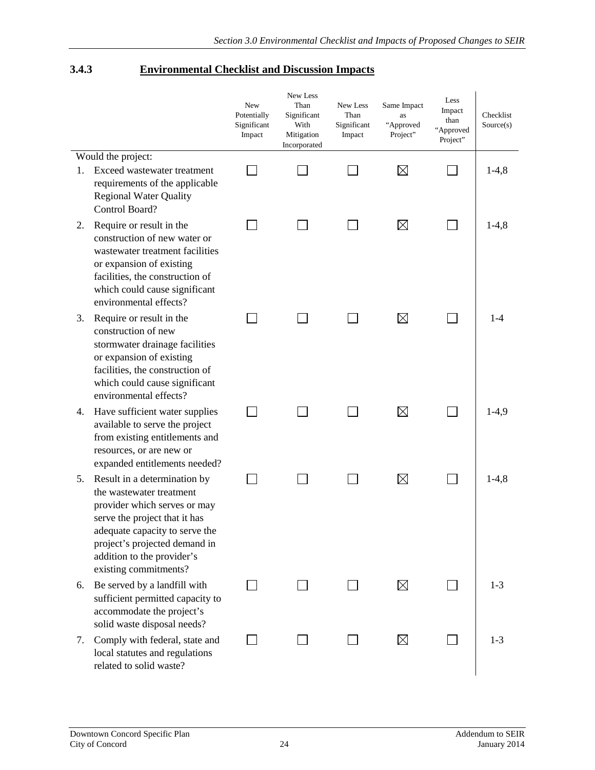### 3.4.3 Environmental Checklist and Discussion Impacts

| | New Potentially Significant Impact | New Less Than Significant With Mitigation Incorporated | New Less Than Significant Impact | Same Impact as "Approved Project" | Less Impact than "Approved Project" | Checklist Source(s) |
|---|---|---|---|---|---|---|
| Would the project: | | | | | | |
| 1. Exceed wastewater treatment requirements of the applicable Regional Water Quality Control Board? | ☐ | ☐ | ☐ | ☒ | ☐ | 1-4,8 |
| 2. Require or result in the construction of new water or wastewater treatment facilities or expansion of existing facilities, the construction of which could cause significant environmental effects? | ☐ | ☐ | ☐ | ☒ | ☐ | 1-4,8 |
| 3. Require or result in the construction of new stormwater drainage facilities or expansion of existing facilities, the construction of which could cause significant environmental effects? | ☐ | ☐ | ☐ | ☒ | ☐ | 1-4 |
| 4. Have sufficient water supplies available to serve the project from existing entitlements and resources, or are new or expanded entitlements needed? | ☐ | ☐ | ☐ | ☒ | ☐ | 1-4,9 |
| 5. Result in a determination by the wastewater treatment provider which serves or may serve the project that it has adequate capacity to serve the project's projected demand in addition to the provider's existing commitments? | ☐ | ☐ | ☐ | ☒ | ☐ | 1-4,8 |
| 6. Be served by a landfill with sufficient permitted capacity to accommodate the project's solid waste disposal needs? | ☐ | ☐ | ☐ | ☒ | ☐ | 1-3 |
| 7. Comply with federal, state and local statutes and regulations related to solid waste? | ☐ | ☐ | ☐ | ☒ | ☐ | 1-3 |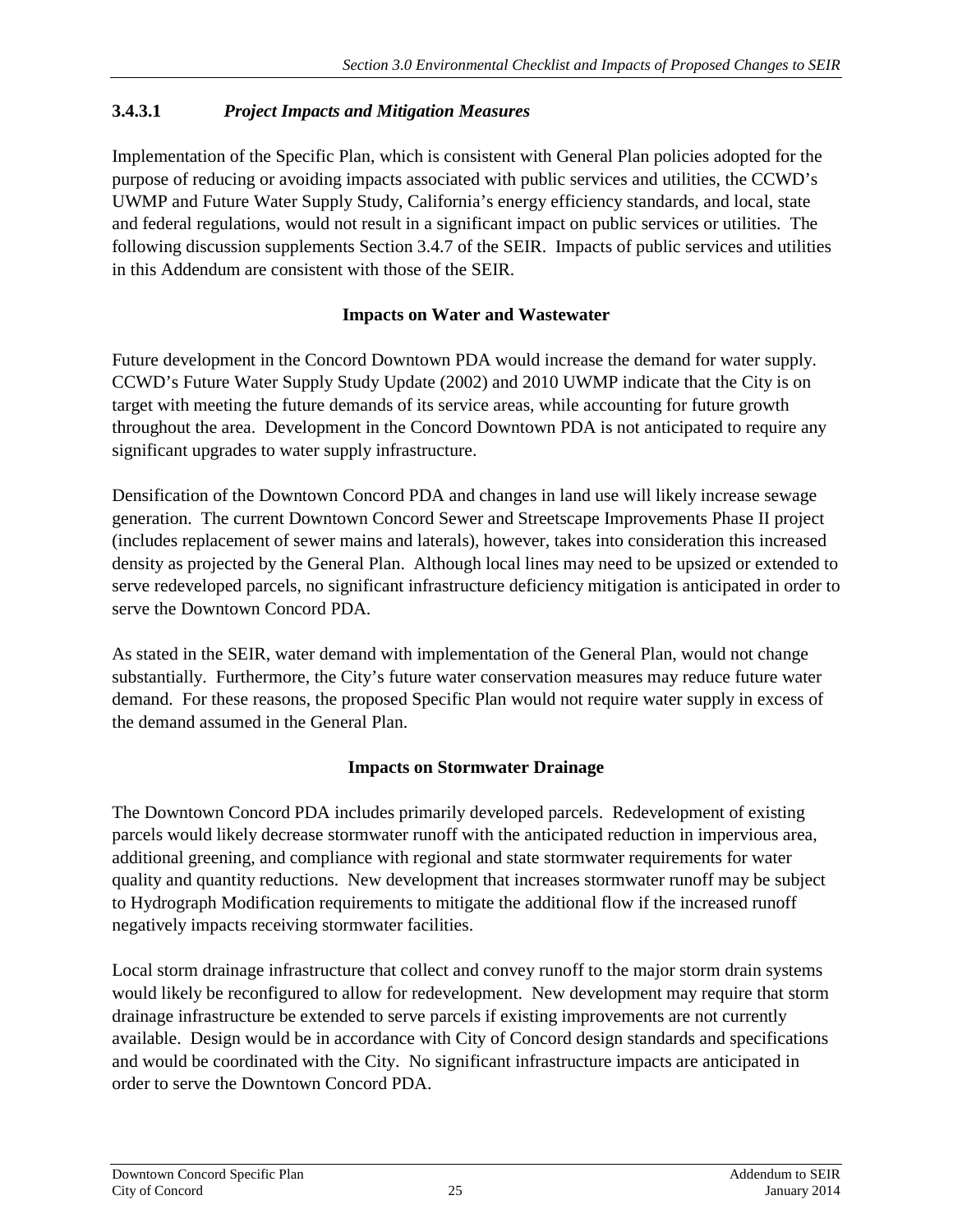### 3.4.3.1 *Project Impacts and Mitigation Measures*

Implementation of the Specific Plan, which is consistent with General Plan policies adopted for the purpose of reducing or avoiding impacts associated with public services and utilities, the CCWD's UWMP and Future Water Supply Study, California's energy efficiency standards, and local, state and federal regulations, would not result in a significant impact on public services or utilities. The following discussion supplements Section 3.4.7 of the SEIR. Impacts of public services and utilities in this Addendum are consistent with those of the SEIR.

**Impacts on Water and Wastewater**

Future development in the Concord Downtown PDA would increase the demand for water supply. CCWD's Future Water Supply Study Update (2002) and 2010 UWMP indicate that the City is on target with meeting the future demands of its service areas, while accounting for future growth throughout the area. Development in the Concord Downtown PDA is not anticipated to require any significant upgrades to water supply infrastructure.

Densification of the Downtown Concord PDA and changes in land use will likely increase sewage generation. The current Downtown Concord Sewer and Streetscape Improvements Phase II project (includes replacement of sewer mains and laterals), however, takes into consideration this increased density as projected by the General Plan. Although local lines may need to be upsized or extended to serve redeveloped parcels, no significant infrastructure deficiency mitigation is anticipated in order to serve the Downtown Concord PDA.

As stated in the SEIR, water demand with implementation of the General Plan, would not change substantially. Furthermore, the City's future water conservation measures may reduce future water demand. For these reasons, the proposed Specific Plan would not require water supply in excess of the demand assumed in the General Plan.

**Impacts on Stormwater Drainage**

The Downtown Concord PDA includes primarily developed parcels. Redevelopment of existing parcels would likely decrease stormwater runoff with the anticipated reduction in impervious area, additional greening, and compliance with regional and state stormwater requirements for water quality and quantity reductions. New development that increases stormwater runoff may be subject to Hydrograph Modification requirements to mitigate the additional flow if the increased runoff negatively impacts receiving stormwater facilities.

Local storm drainage infrastructure that collect and convey runoff to the major storm drain systems would likely be reconfigured to allow for redevelopment. New development may require that storm drainage infrastructure be extended to serve parcels if existing improvements are not currently available. Design would be in accordance with City of Concord design standards and specifications and would be coordinated with the City. No significant infrastructure impacts are anticipated in order to serve the Downtown Concord PDA.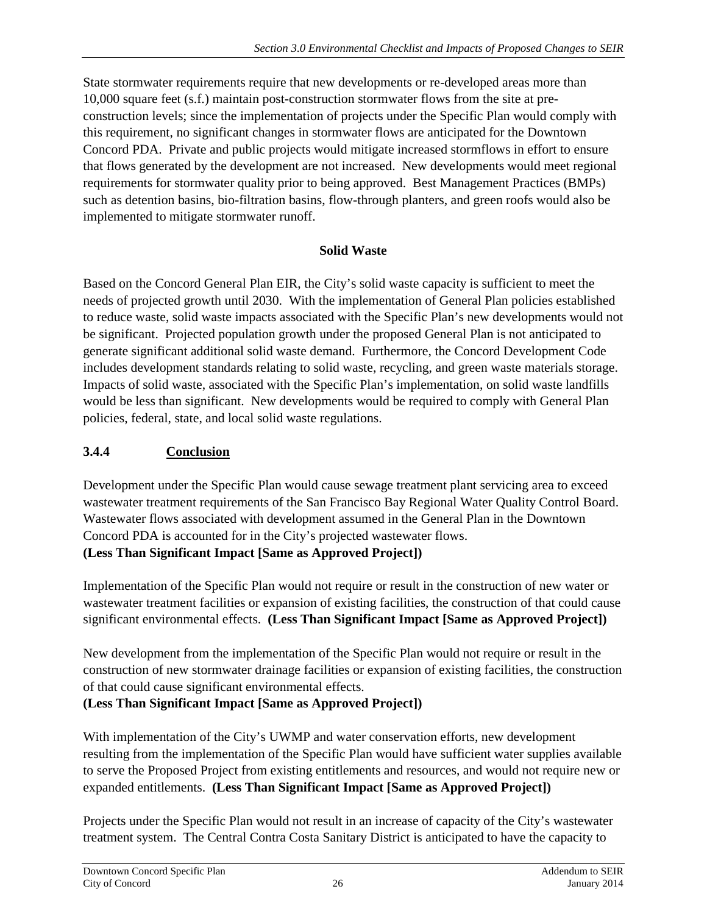State stormwater requirements require that new developments or re-developed areas more than 10,000 square feet (s.f.) maintain post-construction stormwater flows from the site at pre-construction levels; since the implementation of projects under the Specific Plan would comply with this requirement, no significant changes in stormwater flows are anticipated for the Downtown Concord PDA. Private and public projects would mitigate increased stormflows in effort to ensure that flows generated by the development are not increased. New developments would meet regional requirements for stormwater quality prior to being approved. Best Management Practices (BMPs) such as detention basins, bio-filtration basins, flow-through planters, and green roofs would also be implemented to mitigate stormwater runoff.

**Solid Waste**

Based on the Concord General Plan EIR, the City's solid waste capacity is sufficient to meet the needs of projected growth until 2030. With the implementation of General Plan policies established to reduce waste, solid waste impacts associated with the Specific Plan's new developments would not be significant. Projected population growth under the proposed General Plan is not anticipated to generate significant additional solid waste demand. Furthermore, the Concord Development Code includes development standards relating to solid waste, recycling, and green waste materials storage. Impacts of solid waste, associated with the Specific Plan's implementation, on solid waste landfills would be less than significant. New developments would be required to comply with General Plan policies, federal, state, and local solid waste regulations.

### 3.4.4 Conclusion

Development under the Specific Plan would cause sewage treatment plant servicing area to exceed wastewater treatment requirements of the San Francisco Bay Regional Water Quality Control Board. Wastewater flows associated with development assumed in the General Plan in the Downtown Concord PDA is accounted for in the City's projected wastewater flows.
**(Less Than Significant Impact [Same as Approved Project])**

Implementation of the Specific Plan would not require or result in the construction of new water or wastewater treatment facilities or expansion of existing facilities, the construction of that could cause significant environmental effects. **(Less Than Significant Impact [Same as Approved Project])**

New development from the implementation of the Specific Plan would not require or result in the construction of new stormwater drainage facilities or expansion of existing facilities, the construction of that could cause significant environmental effects.
**(Less Than Significant Impact [Same as Approved Project])**

With implementation of the City's UWMP and water conservation efforts, new development resulting from the implementation of the Specific Plan would have sufficient water supplies available to serve the Proposed Project from existing entitlements and resources, and would not require new or expanded entitlements. **(Less Than Significant Impact [Same as Approved Project])**

Projects under the Specific Plan would not result in an increase of capacity of the City's wastewater treatment system. The Central Contra Costa Sanitary District is anticipated to have the capacity to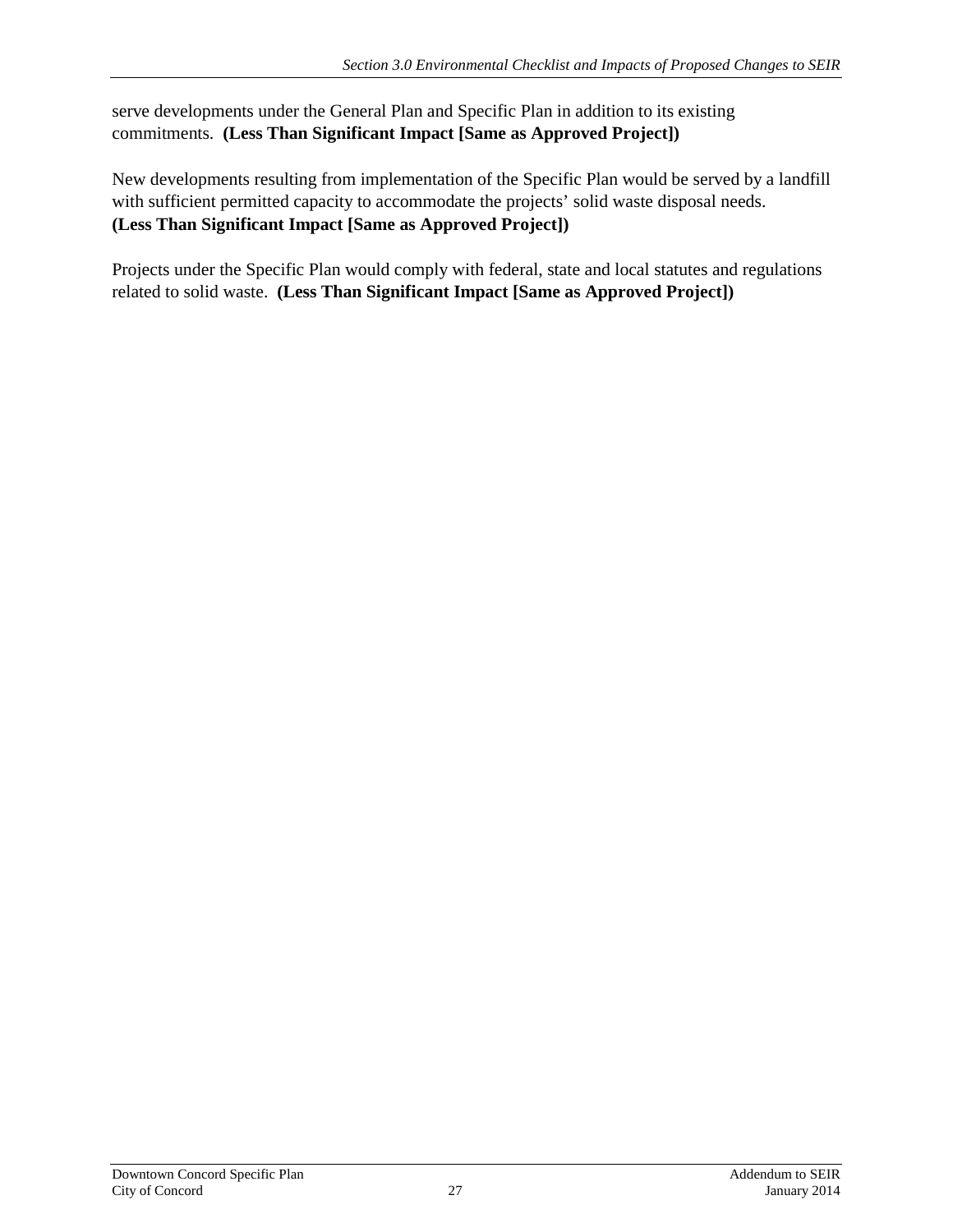serve developments under the General Plan and Specific Plan in addition to its existing commitments. **(Less Than Significant Impact [Same as Approved Project])**

New developments resulting from implementation of the Specific Plan would be served by a landfill with sufficient permitted capacity to accommodate the projects' solid waste disposal needs. **(Less Than Significant Impact [Same as Approved Project])**

Projects under the Specific Plan would comply with federal, state and local statutes and regulations related to solid waste. **(Less Than Significant Impact [Same as Approved Project])**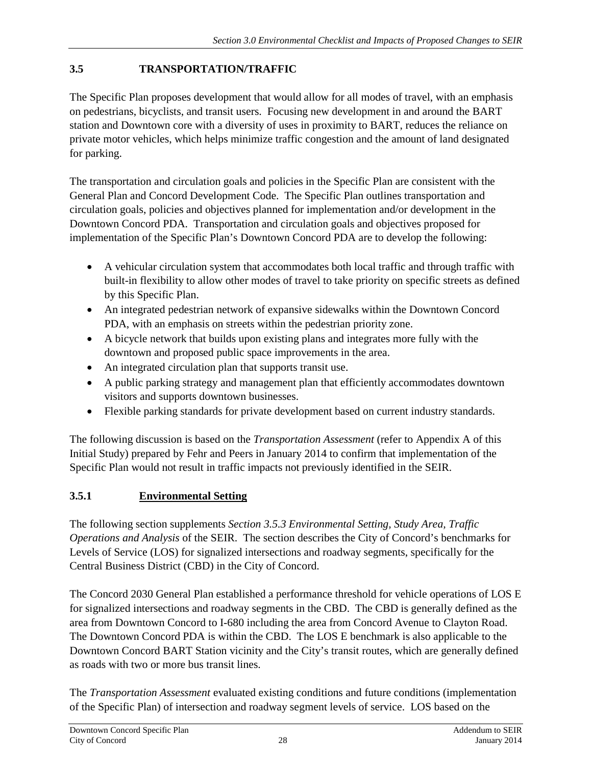## 3.5 TRANSPORTATION/TRAFFIC

The Specific Plan proposes development that would allow for all modes of travel, with an emphasis on pedestrians, bicyclists, and transit users. Focusing new development in and around the BART station and Downtown core with a diversity of uses in proximity to BART, reduces the reliance on private motor vehicles, which helps minimize traffic congestion and the amount of land designated for parking.

The transportation and circulation goals and policies in the Specific Plan are consistent with the General Plan and Concord Development Code. The Specific Plan outlines transportation and circulation goals, policies and objectives planned for implementation and/or development in the Downtown Concord PDA. Transportation and circulation goals and objectives proposed for implementation of the Specific Plan's Downtown Concord PDA are to develop the following:

- A vehicular circulation system that accommodates both local traffic and through traffic with built-in flexibility to allow other modes of travel to take priority on specific streets as defined by this Specific Plan.
- An integrated pedestrian network of expansive sidewalks within the Downtown Concord PDA, with an emphasis on streets within the pedestrian priority zone.
- A bicycle network that builds upon existing plans and integrates more fully with the downtown and proposed public space improvements in the area.
- An integrated circulation plan that supports transit use.
- A public parking strategy and management plan that efficiently accommodates downtown visitors and supports downtown businesses.
- Flexible parking standards for private development based on current industry standards.

The following discussion is based on the *Transportation Assessment* (refer to Appendix A of this Initial Study) prepared by Fehr and Peers in January 2014 to confirm that implementation of the Specific Plan would not result in traffic impacts not previously identified in the SEIR.

### 3.5.1 Environmental Setting

The following section supplements *Section 3.5.3 Environmental Setting, Study Area, Traffic Operations and Analysis* of the SEIR. The section describes the City of Concord's benchmarks for Levels of Service (LOS) for signalized intersections and roadway segments, specifically for the Central Business District (CBD) in the City of Concord.

The Concord 2030 General Plan established a performance threshold for vehicle operations of LOS E for signalized intersections and roadway segments in the CBD. The CBD is generally defined as the area from Downtown Concord to I-680 including the area from Concord Avenue to Clayton Road. The Downtown Concord PDA is within the CBD. The LOS E benchmark is also applicable to the Downtown Concord BART Station vicinity and the City's transit routes, which are generally defined as roads with two or more bus transit lines.

The *Transportation Assessment* evaluated existing conditions and future conditions (implementation of the Specific Plan) of intersection and roadway segment levels of service. LOS based on the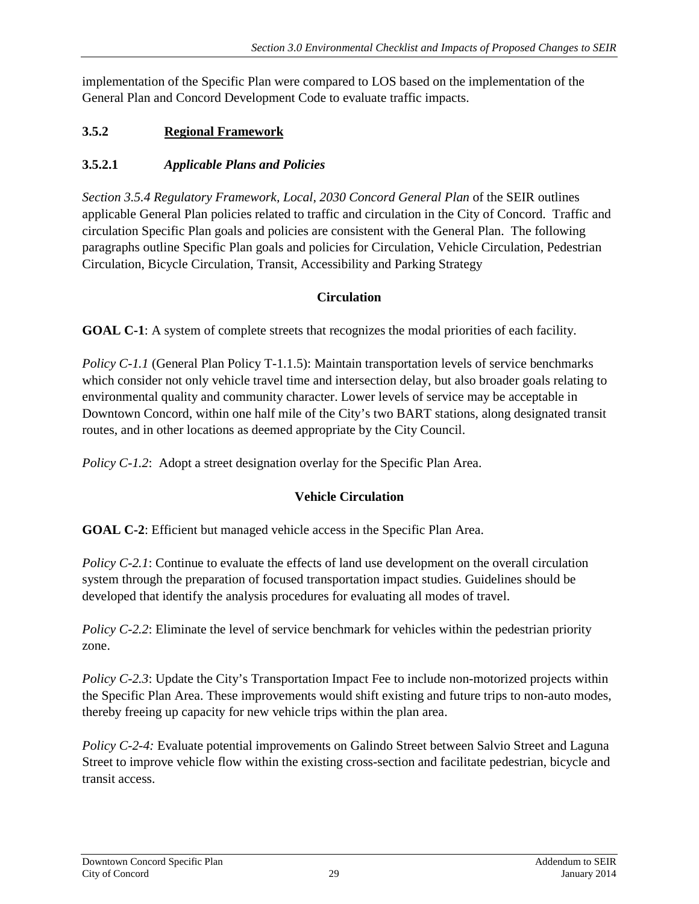implementation of the Specific Plan were compared to LOS based on the implementation of the General Plan and Concord Development Code to evaluate traffic impacts.

### 3.5.2 Regional Framework

#### 3.5.2.1 *Applicable Plans and Policies*

*Section 3.5.4 Regulatory Framework, Local, 2030 Concord General Plan* of the SEIR outlines applicable General Plan policies related to traffic and circulation in the City of Concord. Traffic and circulation Specific Plan goals and policies are consistent with the General Plan. The following paragraphs outline Specific Plan goals and policies for Circulation, Vehicle Circulation, Pedestrian Circulation, Bicycle Circulation, Transit, Accessibility and Parking Strategy

**Circulation**

**GOAL C-1**: A system of complete streets that recognizes the modal priorities of each facility.

*Policy C-1.1* (General Plan Policy T-1.1.5): Maintain transportation levels of service benchmarks which consider not only vehicle travel time and intersection delay, but also broader goals relating to environmental quality and community character. Lower levels of service may be acceptable in Downtown Concord, within one half mile of the City's two BART stations, along designated transit routes, and in other locations as deemed appropriate by the City Council.

*Policy C-1.2*: Adopt a street designation overlay for the Specific Plan Area.

**Vehicle Circulation**

**GOAL C-2**: Efficient but managed vehicle access in the Specific Plan Area.

*Policy C-2.1*: Continue to evaluate the effects of land use development on the overall circulation system through the preparation of focused transportation impact studies. Guidelines should be developed that identify the analysis procedures for evaluating all modes of travel.

*Policy C-2.2*: Eliminate the level of service benchmark for vehicles within the pedestrian priority zone.

*Policy C-2.3*: Update the City's Transportation Impact Fee to include non-motorized projects within the Specific Plan Area. These improvements would shift existing and future trips to non-auto modes, thereby freeing up capacity for new vehicle trips within the plan area.

*Policy C-2-4:* Evaluate potential improvements on Galindo Street between Salvio Street and Laguna Street to improve vehicle flow within the existing cross-section and facilitate pedestrian, bicycle and transit access.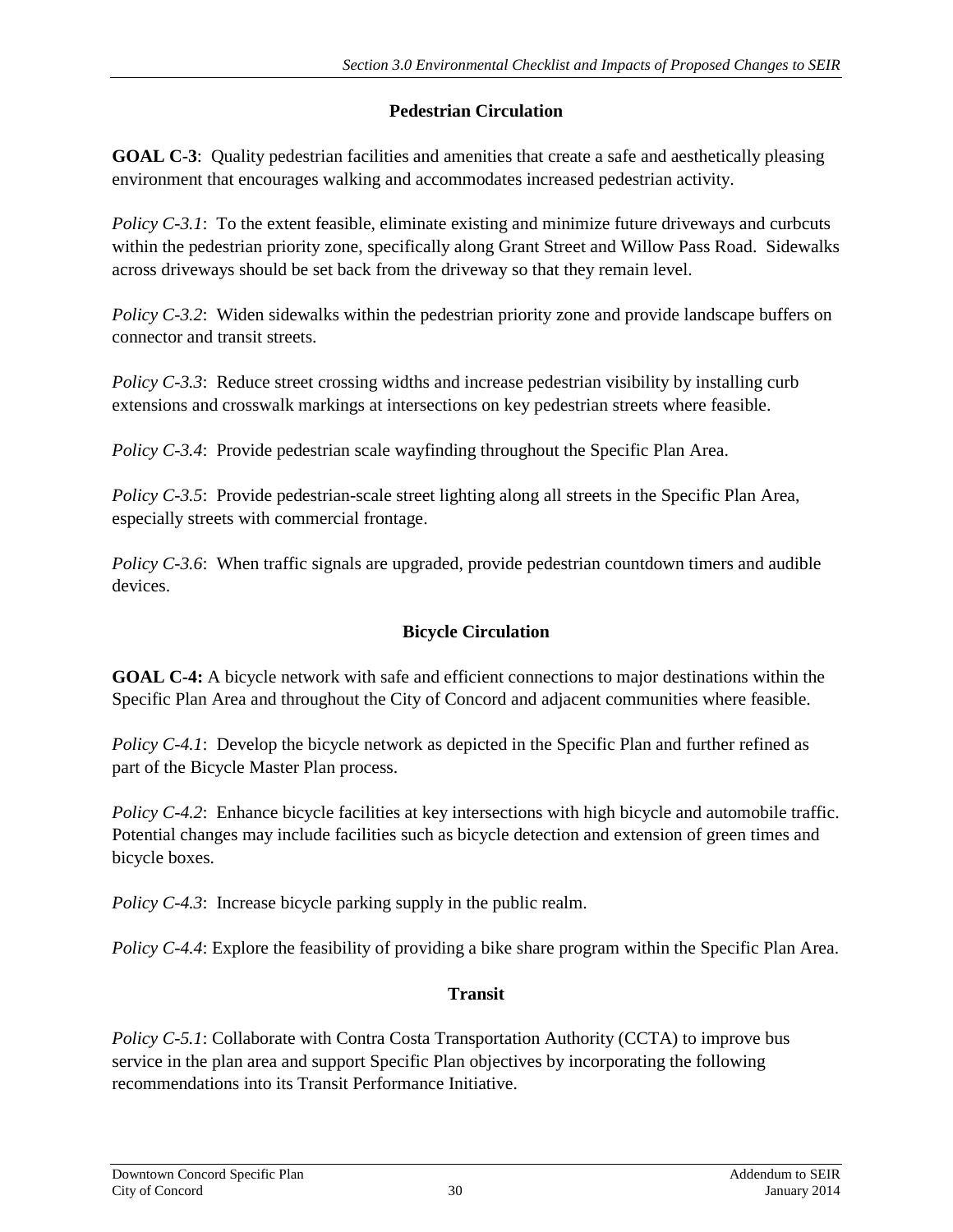### Pedestrian Circulation

**GOAL C-3**: Quality pedestrian facilities and amenities that create a safe and aesthetically pleasing environment that encourages walking and accommodates increased pedestrian activity.

*Policy C-3.1*: To the extent feasible, eliminate existing and minimize future driveways and curbcuts within the pedestrian priority zone, specifically along Grant Street and Willow Pass Road. Sidewalks across driveways should be set back from the driveway so that they remain level.

*Policy C-3.2*: Widen sidewalks within the pedestrian priority zone and provide landscape buffers on connector and transit streets.

*Policy C-3.3*: Reduce street crossing widths and increase pedestrian visibility by installing curb extensions and crosswalk markings at intersections on key pedestrian streets where feasible.

*Policy C-3.4*: Provide pedestrian scale wayfinding throughout the Specific Plan Area.

*Policy C-3.5*: Provide pedestrian-scale street lighting along all streets in the Specific Plan Area, especially streets with commercial frontage.

*Policy C-3.6*: When traffic signals are upgraded, provide pedestrian countdown timers and audible devices.

### Bicycle Circulation

**GOAL C-4:** A bicycle network with safe and efficient connections to major destinations within the Specific Plan Area and throughout the City of Concord and adjacent communities where feasible.

*Policy C-4.1*: Develop the bicycle network as depicted in the Specific Plan and further refined as part of the Bicycle Master Plan process.

*Policy C-4.2*: Enhance bicycle facilities at key intersections with high bicycle and automobile traffic. Potential changes may include facilities such as bicycle detection and extension of green times and bicycle boxes.

*Policy C-4.3*: Increase bicycle parking supply in the public realm.

*Policy C-4.4*: Explore the feasibility of providing a bike share program within the Specific Plan Area.

### Transit

*Policy C-5.1*: Collaborate with Contra Costa Transportation Authority (CCTA) to improve bus service in the plan area and support Specific Plan objectives by incorporating the following recommendations into its Transit Performance Initiative.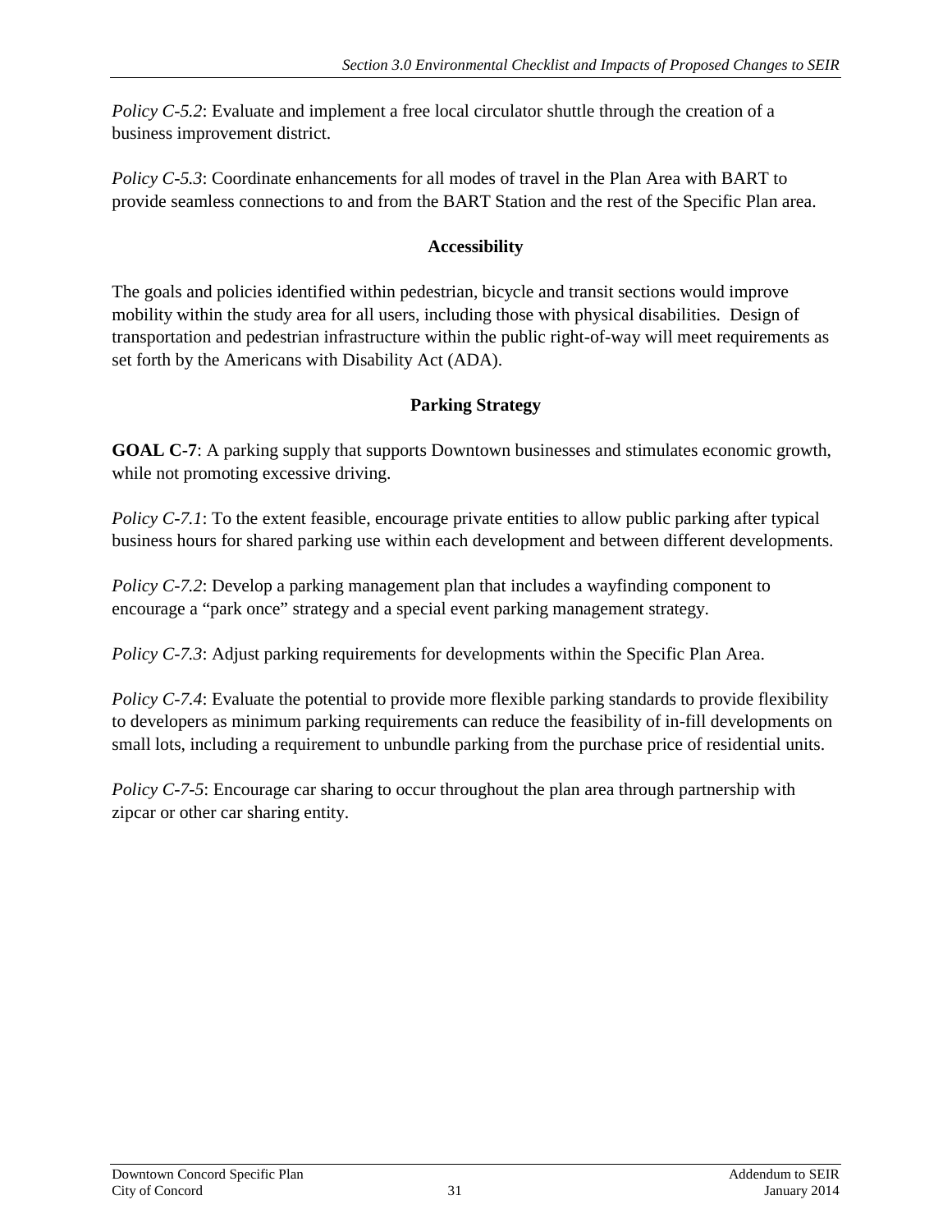*Policy C-5.2*: Evaluate and implement a free local circulator shuttle through the creation of a business improvement district.

*Policy C-5.3*: Coordinate enhancements for all modes of travel in the Plan Area with BART to provide seamless connections to and from the BART Station and the rest of the Specific Plan area.

### Accessibility

The goals and policies identified within pedestrian, bicycle and transit sections would improve mobility within the study area for all users, including those with physical disabilities. Design of transportation and pedestrian infrastructure within the public right-of-way will meet requirements as set forth by the Americans with Disability Act (ADA).

### Parking Strategy

**GOAL C-7**: A parking supply that supports Downtown businesses and stimulates economic growth, while not promoting excessive driving.

*Policy C-7.1*: To the extent feasible, encourage private entities to allow public parking after typical business hours for shared parking use within each development and between different developments.

*Policy C-7.2*: Develop a parking management plan that includes a wayfinding component to encourage a "park once" strategy and a special event parking management strategy.

*Policy C-7.3*: Adjust parking requirements for developments within the Specific Plan Area.

*Policy C-7.4*: Evaluate the potential to provide more flexible parking standards to provide flexibility to developers as minimum parking requirements can reduce the feasibility of in-fill developments on small lots, including a requirement to unbundle parking from the purchase price of residential units.

*Policy C-7-5*: Encourage car sharing to occur throughout the plan area through partnership with zipcar or other car sharing entity.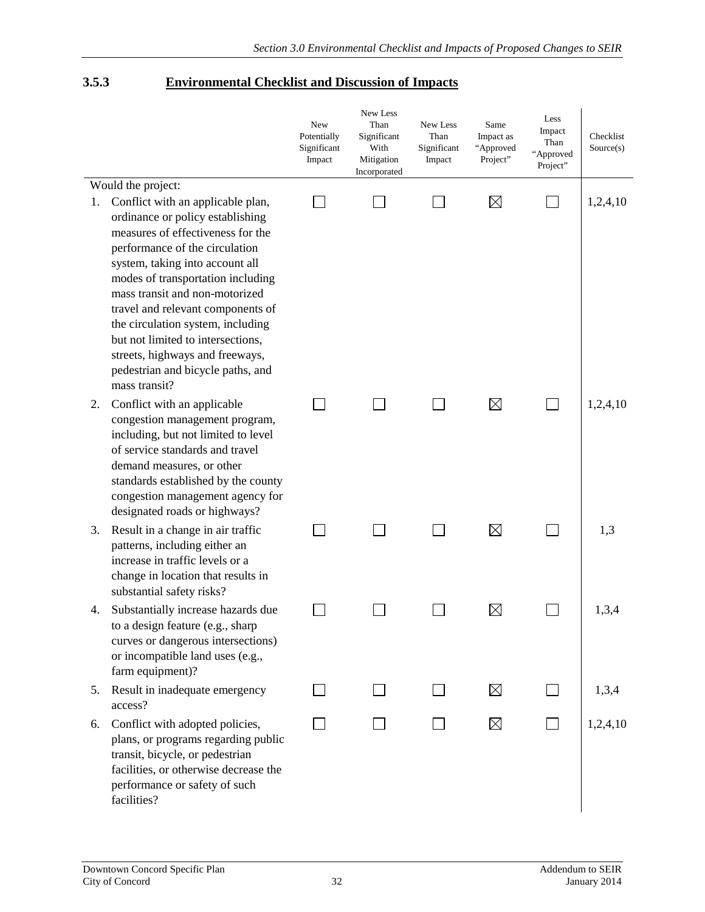### 3.5.3 Environmental Checklist and Discussion of Impacts

| | New Potentially Significant Impact | New Less Than Significant With Mitigation Incorporated | New Less Than Significant Impact | Same Impact as "Approved Project" | Less Impact Than "Approved Project" | Checklist Source(s) |
|---|---|---|---|---|---|---|
| Would the project: | | | | | | |
| 1. Conflict with an applicable plan, ordinance or policy establishing measures of effectiveness for the performance of the circulation system, taking into account all modes of transportation including mass transit and non-motorized travel and relevant components of the circulation system, including but not limited to intersections, streets, highways and freeways, pedestrian and bicycle paths, and mass transit? | ☐ | ☐ | ☐ | ☒ | ☐ | 1,2,4,10 |
| 2. Conflict with an applicable congestion management program, including, but not limited to level of service standards and travel demand measures, or other standards established by the county congestion management agency for designated roads or highways? | ☐ | ☐ | ☐ | ☒ | ☐ | 1,2,4,10 |
| 3. Result in a change in air traffic patterns, including either an increase in traffic levels or a change in location that results in substantial safety risks? | ☐ | ☐ | ☐ | ☒ | ☐ | 1,3 |
| 4. Substantially increase hazards due to a design feature (e.g., sharp curves or dangerous intersections) or incompatible land uses (e.g., farm equipment)? | ☐ | ☐ | ☐ | ☒ | ☐ | 1,3,4 |
| 5. Result in inadequate emergency access? | ☐ | ☐ | ☐ | ☒ | ☐ | 1,3,4 |
| 6. Conflict with adopted policies, plans, or programs regarding public transit, bicycle, or pedestrian facilities, or otherwise decrease the performance or safety of such facilities? | ☐ | ☐ | ☐ | ☒ | ☐ | 1,2,4,10 |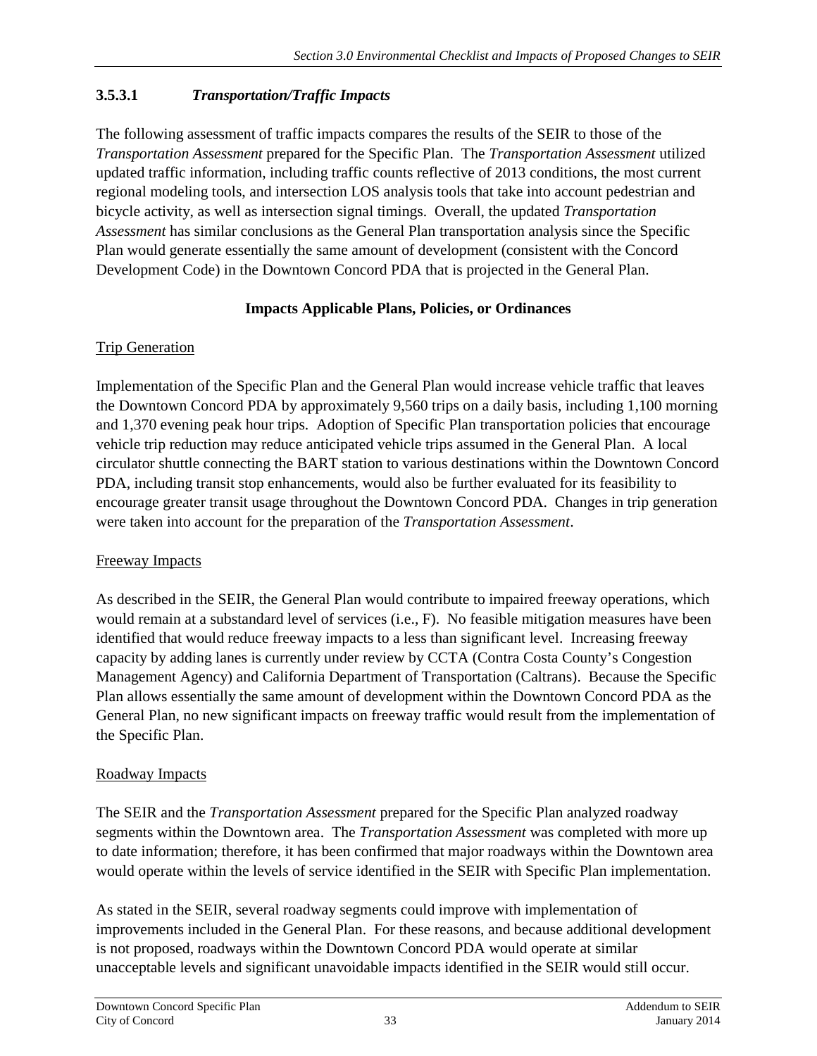#### 3.5.3.1 *Transportation/Traffic Impacts*

The following assessment of traffic impacts compares the results of the SEIR to those of the *Transportation Assessment* prepared for the Specific Plan. The *Transportation Assessment* utilized updated traffic information, including traffic counts reflective of 2013 conditions, the most current regional modeling tools, and intersection LOS analysis tools that take into account pedestrian and bicycle activity, as well as intersection signal timings. Overall, the updated *Transportation Assessment* has similar conclusions as the General Plan transportation analysis since the Specific Plan would generate essentially the same amount of development (consistent with the Concord Development Code) in the Downtown Concord PDA that is projected in the General Plan.

**Impacts Applicable Plans, Policies, or Ordinances**

Trip Generation

Implementation of the Specific Plan and the General Plan would increase vehicle traffic that leaves the Downtown Concord PDA by approximately 9,560 trips on a daily basis, including 1,100 morning and 1,370 evening peak hour trips. Adoption of Specific Plan transportation policies that encourage vehicle trip reduction may reduce anticipated vehicle trips assumed in the General Plan. A local circulator shuttle connecting the BART station to various destinations within the Downtown Concord PDA, including transit stop enhancements, would also be further evaluated for its feasibility to encourage greater transit usage throughout the Downtown Concord PDA. Changes in trip generation were taken into account for the preparation of the *Transportation Assessment*.

Freeway Impacts

As described in the SEIR, the General Plan would contribute to impaired freeway operations, which would remain at a substandard level of services (i.e., F). No feasible mitigation measures have been identified that would reduce freeway impacts to a less than significant level. Increasing freeway capacity by adding lanes is currently under review by CCTA (Contra Costa County's Congestion Management Agency) and California Department of Transportation (Caltrans). Because the Specific Plan allows essentially the same amount of development within the Downtown Concord PDA as the General Plan, no new significant impacts on freeway traffic would result from the implementation of the Specific Plan.

Roadway Impacts

The SEIR and the *Transportation Assessment* prepared for the Specific Plan analyzed roadway segments within the Downtown area. The *Transportation Assessment* was completed with more up to date information; therefore, it has been confirmed that major roadways within the Downtown area would operate within the levels of service identified in the SEIR with Specific Plan implementation.

As stated in the SEIR, several roadway segments could improve with implementation of improvements included in the General Plan. For these reasons, and because additional development is not proposed, roadways within the Downtown Concord PDA would operate at similar unacceptable levels and significant unavoidable impacts identified in the SEIR would still occur.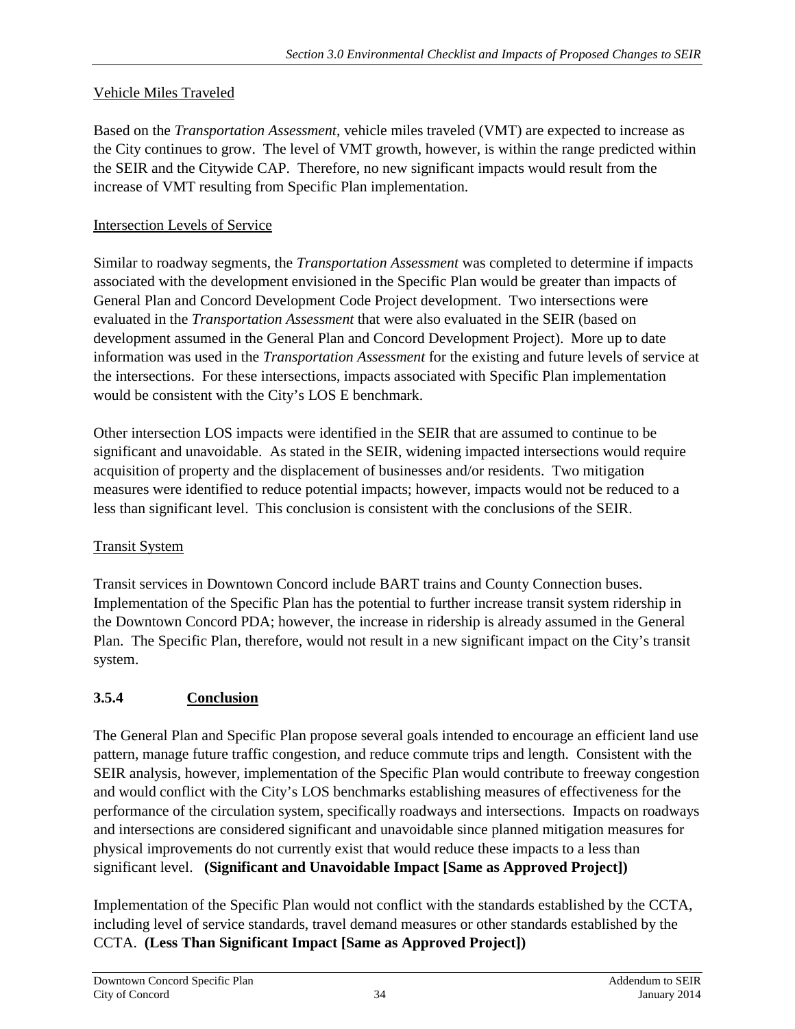Vehicle Miles Traveled

Based on the *Transportation Assessment*, vehicle miles traveled (VMT) are expected to increase as the City continues to grow. The level of VMT growth, however, is within the range predicted within the SEIR and the Citywide CAP. Therefore, no new significant impacts would result from the increase of VMT resulting from Specific Plan implementation.

Intersection Levels of Service

Similar to roadway segments, the *Transportation Assessment* was completed to determine if impacts associated with the development envisioned in the Specific Plan would be greater than impacts of General Plan and Concord Development Code Project development. Two intersections were evaluated in the *Transportation Assessment* that were also evaluated in the SEIR (based on development assumed in the General Plan and Concord Development Project). More up to date information was used in the *Transportation Assessment* for the existing and future levels of service at the intersections. For these intersections, impacts associated with Specific Plan implementation would be consistent with the City's LOS E benchmark.

Other intersection LOS impacts were identified in the SEIR that are assumed to continue to be significant and unavoidable. As stated in the SEIR, widening impacted intersections would require acquisition of property and the displacement of businesses and/or residents. Two mitigation measures were identified to reduce potential impacts; however, impacts would not be reduced to a less than significant level. This conclusion is consistent with the conclusions of the SEIR.

Transit System

Transit services in Downtown Concord include BART trains and County Connection buses. Implementation of the Specific Plan has the potential to further increase transit system ridership in the Downtown Concord PDA; however, the increase in ridership is already assumed in the General Plan. The Specific Plan, therefore, would not result in a new significant impact on the City's transit system.

### 3.5.4 Conclusion

The General Plan and Specific Plan propose several goals intended to encourage an efficient land use pattern, manage future traffic congestion, and reduce commute trips and length. Consistent with the SEIR analysis, however, implementation of the Specific Plan would contribute to freeway congestion and would conflict with the City's LOS benchmarks establishing measures of effectiveness for the performance of the circulation system, specifically roadways and intersections. Impacts on roadways and intersections are considered significant and unavoidable since planned mitigation measures for physical improvements do not currently exist that would reduce these impacts to a less than significant level. **(Significant and Unavoidable Impact [Same as Approved Project])**

Implementation of the Specific Plan would not conflict with the standards established by the CCTA, including level of service standards, travel demand measures or other standards established by the CCTA. **(Less Than Significant Impact [Same as Approved Project])**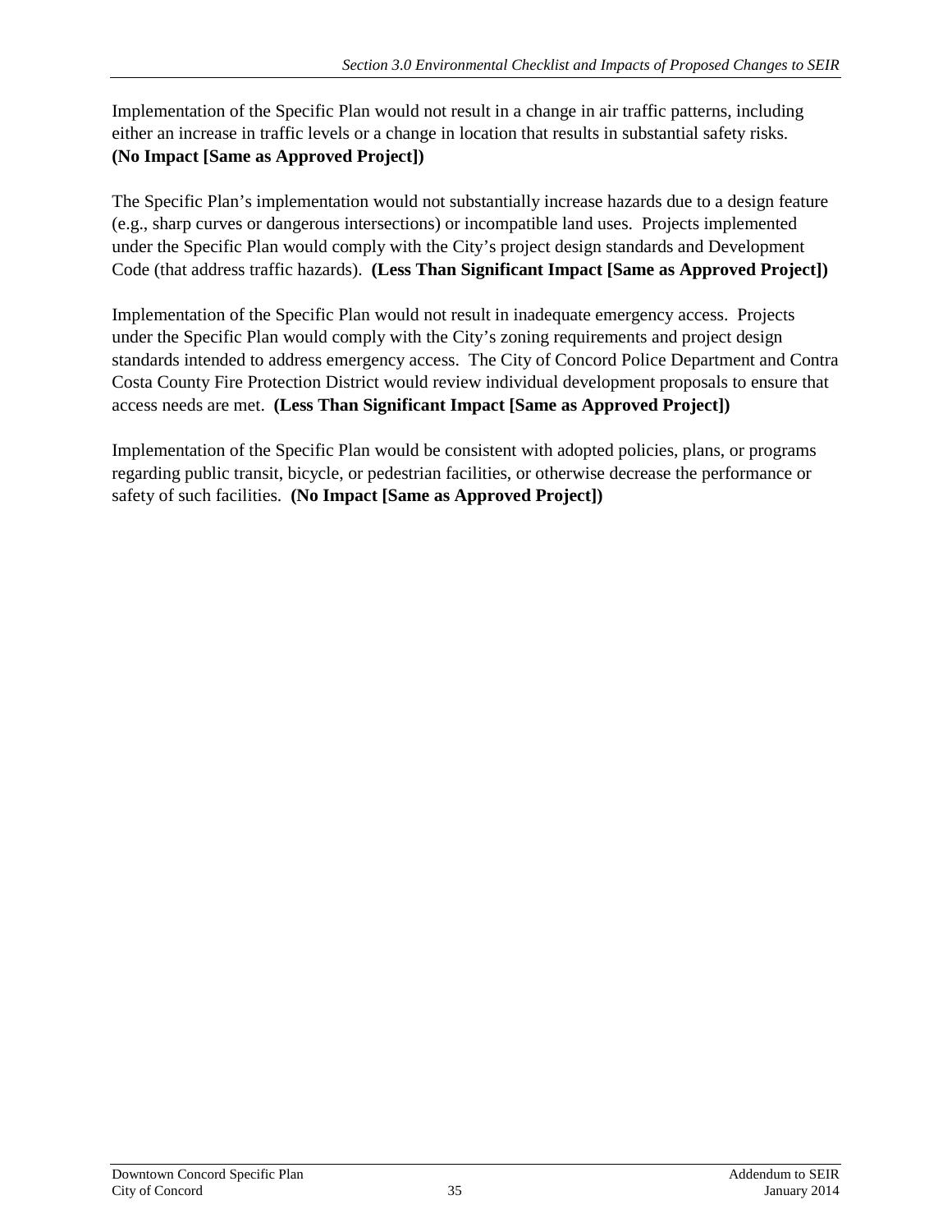Implementation of the Specific Plan would not result in a change in air traffic patterns, including either an increase in traffic levels or a change in location that results in substantial safety risks. **(No Impact [Same as Approved Project])**

The Specific Plan's implementation would not substantially increase hazards due to a design feature (e.g., sharp curves or dangerous intersections) or incompatible land uses. Projects implemented under the Specific Plan would comply with the City's project design standards and Development Code (that address traffic hazards). **(Less Than Significant Impact [Same as Approved Project])**

Implementation of the Specific Plan would not result in inadequate emergency access. Projects under the Specific Plan would comply with the City's zoning requirements and project design standards intended to address emergency access. The City of Concord Police Department and Contra Costa County Fire Protection District would review individual development proposals to ensure that access needs are met. **(Less Than Significant Impact [Same as Approved Project])**

Implementation of the Specific Plan would be consistent with adopted policies, plans, or programs regarding public transit, bicycle, or pedestrian facilities, or otherwise decrease the performance or safety of such facilities. **(No Impact [Same as Approved Project])**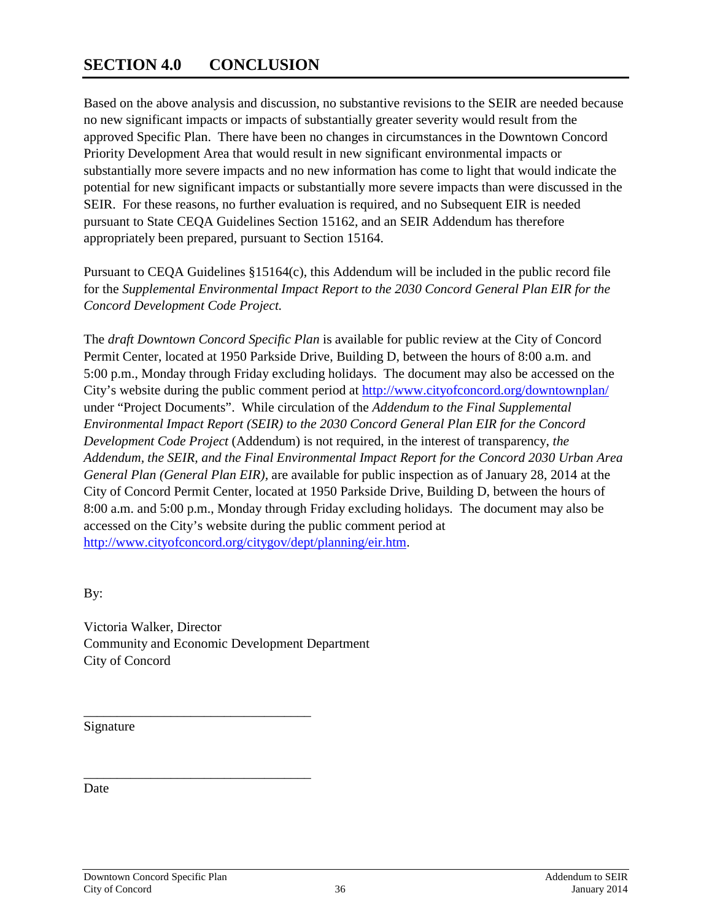# SECTION 4.0 CONCLUSION

Based on the above analysis and discussion, no substantive revisions to the SEIR are needed because no new significant impacts or impacts of substantially greater severity would result from the approved Specific Plan. There have been no changes in circumstances in the Downtown Concord Priority Development Area that would result in new significant environmental impacts or substantially more severe impacts and no new information has come to light that would indicate the potential for new significant impacts or substantially more severe impacts than were discussed in the SEIR. For these reasons, no further evaluation is required, and no Subsequent EIR is needed pursuant to State CEQA Guidelines Section 15162, and an SEIR Addendum has therefore appropriately been prepared, pursuant to Section 15164.

Pursuant to CEQA Guidelines §15164(c), this Addendum will be included in the public record file for the *Supplemental Environmental Impact Report to the 2030 Concord General Plan EIR for the Concord Development Code Project.*

The *draft Downtown Concord Specific Plan* is available for public review at the City of Concord Permit Center, located at 1950 Parkside Drive, Building D, between the hours of 8:00 a.m. and 5:00 p.m., Monday through Friday excluding holidays. The document may also be accessed on the City's website during the public comment period at http://www.cityofconcord.org/downtownplan/ under "Project Documents". While circulation of the *Addendum to the Final Supplemental Environmental Impact Report (SEIR) to the 2030 Concord General Plan EIR for the Concord Development Code Project* (Addendum) is not required, in the interest of transparency, *the Addendum, the SEIR, and the Final Environmental Impact Report for the Concord 2030 Urban Area General Plan (General Plan EIR),* are available for public inspection as of January 28, 2014 at the City of Concord Permit Center, located at 1950 Parkside Drive, Building D, between the hours of 8:00 a.m. and 5:00 p.m., Monday through Friday excluding holidays. The document may also be accessed on the City's website during the public comment period at http://www.cityofconcord.org/citygov/dept/planning/eir.htm.

By:

Victoria Walker, Director
Community and Economic Development Department
City of Concord

\_\_\_\_\_\_\_\_\_\_\_\_\_\_\_\_\_\_\_\_\_\_\_\_\_\_\_\_\_\_\_\_\_\_
Signature

\_\_\_\_\_\_\_\_\_\_\_\_\_\_\_\_\_\_\_\_\_\_\_\_\_\_\_\_\_\_\_\_\_\_
Date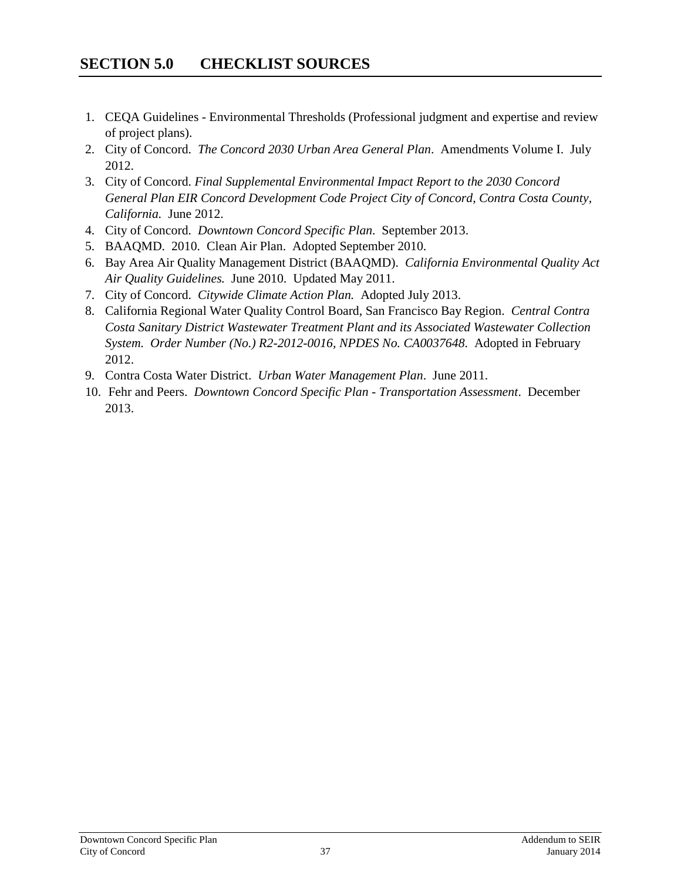# SECTION 5.0 CHECKLIST SOURCES

1. CEQA Guidelines - Environmental Thresholds (Professional judgment and expertise and review of project plans).
2. City of Concord. *The Concord 2030 Urban Area General Plan*. Amendments Volume I. July 2012.
3. City of Concord. *Final Supplemental Environmental Impact Report to the 2030 Concord General Plan EIR Concord Development Code Project City of Concord, Contra Costa County, California.* June 2012.
4. City of Concord. *Downtown Concord Specific Plan*. September 2013.
5. BAAQMD. 2010. Clean Air Plan. Adopted September 2010.
6. Bay Area Air Quality Management District (BAAQMD). *California Environmental Quality Act Air Quality Guidelines.* June 2010. Updated May 2011.
7. City of Concord. *Citywide Climate Action Plan.* Adopted July 2013.
8. California Regional Water Quality Control Board, San Francisco Bay Region. *Central Contra Costa Sanitary District Wastewater Treatment Plant and its Associated Wastewater Collection System. Order Number (No.) R2-2012-0016, NPDES No. CA0037648*. Adopted in February 2012.
9. Contra Costa Water District. *Urban Water Management Plan*. June 2011.
10. Fehr and Peers. *Downtown Concord Specific Plan - Transportation Assessment*. December 2013.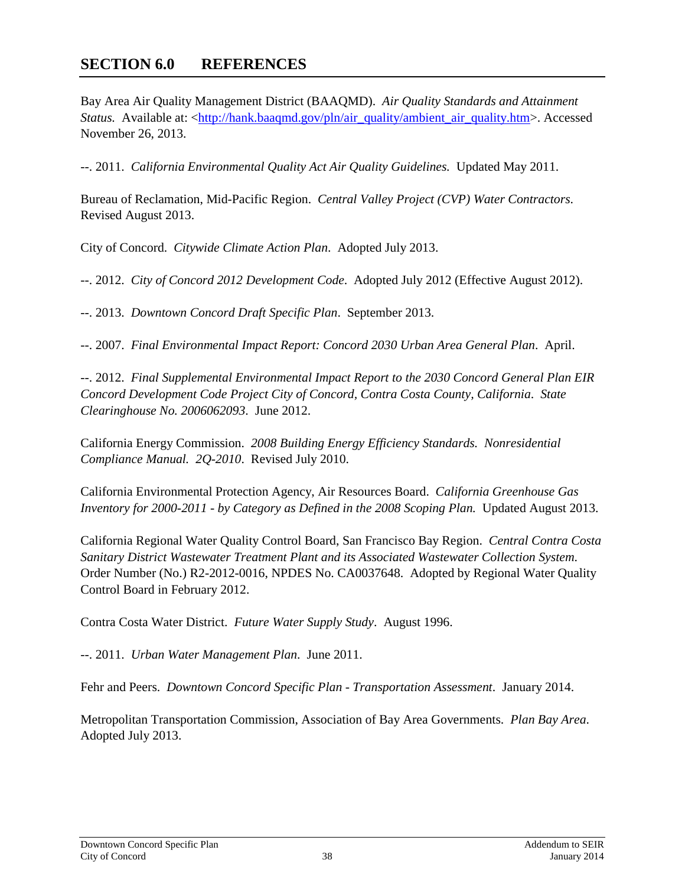# SECTION 6.0 REFERENCES

Bay Area Air Quality Management District (BAAQMD). *Air Quality Standards and Attainment Status.* Available at: <http://hank.baaqmd.gov/pln/air_quality/ambient_air_quality.htm>. Accessed November 26, 2013.

--. 2011. *California Environmental Quality Act Air Quality Guidelines.* Updated May 2011.

Bureau of Reclamation, Mid-Pacific Region. *Central Valley Project (CVP) Water Contractors.* Revised August 2013.

City of Concord. *Citywide Climate Action Plan*. Adopted July 2013.

--. 2012. *City of Concord 2012 Development Code*. Adopted July 2012 (Effective August 2012).

--. 2013. *Downtown Concord Draft Specific Plan*. September 2013.

--. 2007. *Final Environmental Impact Report: Concord 2030 Urban Area General Plan*. April.

--. 2012. *Final Supplemental Environmental Impact Report to the 2030 Concord General Plan EIR Concord Development Code Project City of Concord, Contra Costa County, California*. *State Clearinghouse No. 2006062093*. June 2012.

California Energy Commission. *2008 Building Energy Efficiency Standards. Nonresidential Compliance Manual. 2Q-2010*. Revised July 2010.

California Environmental Protection Agency, Air Resources Board. *California Greenhouse Gas Inventory for 2000-2011 - by Category as Defined in the 2008 Scoping Plan.* Updated August 2013.

California Regional Water Quality Control Board, San Francisco Bay Region. *Central Contra Costa Sanitary District Wastewater Treatment Plant and its Associated Wastewater Collection System*. Order Number (No.) R2-2012-0016, NPDES No. CA0037648. Adopted by Regional Water Quality Control Board in February 2012.

Contra Costa Water District. *Future Water Supply Study*. August 1996.

--. 2011. *Urban Water Management Plan*. June 2011.

Fehr and Peers. *Downtown Concord Specific Plan - Transportation Assessment*. January 2014.

Metropolitan Transportation Commission, Association of Bay Area Governments. *Plan Bay Area*. Adopted July 2013.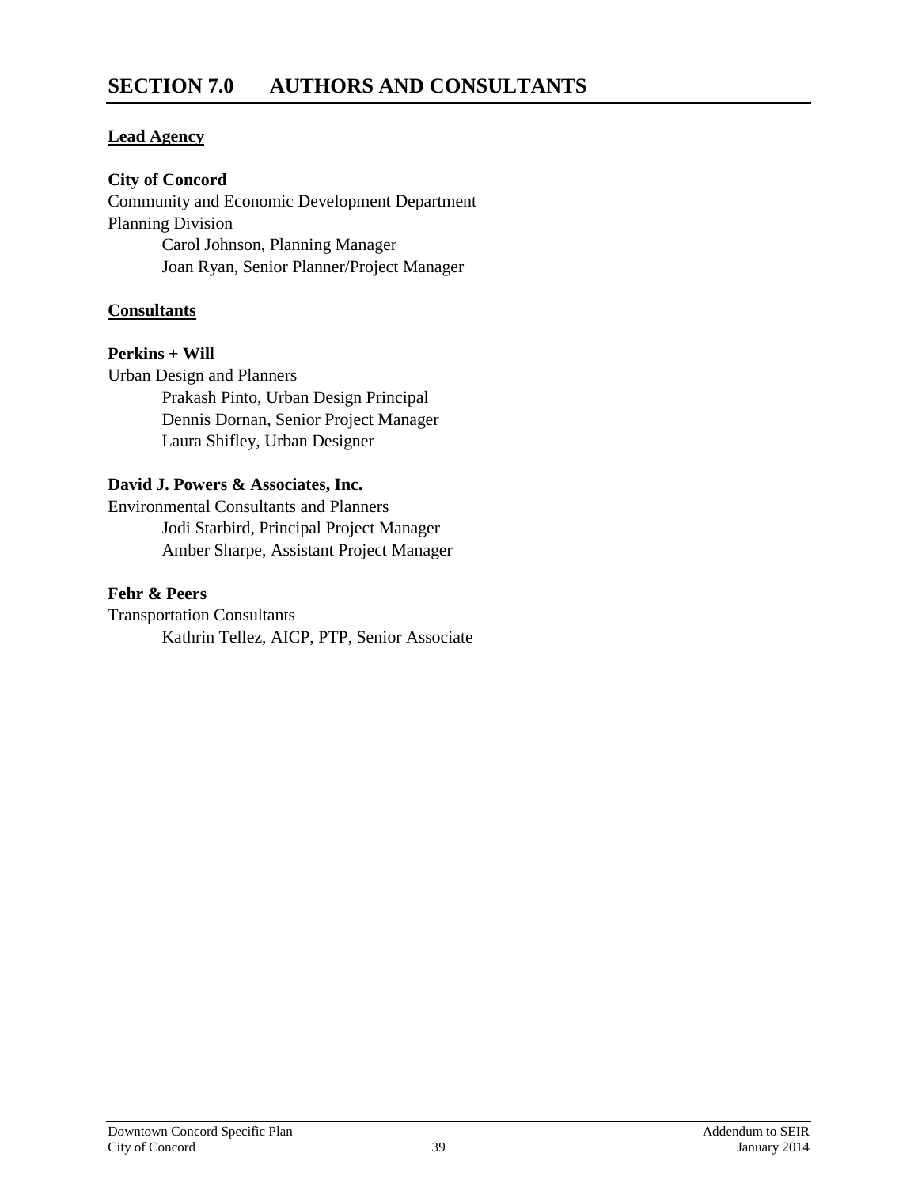# SECTION 7.0 AUTHORS AND CONSULTANTS

## Lead Agency

**City of Concord**
Community and Economic Development Department
Planning Division
Carol Johnson, Planning Manager
Joan Ryan, Senior Planner/Project Manager

## Consultants

**Perkins + Will**
Urban Design and Planners
Prakash Pinto, Urban Design Principal
Dennis Dornan, Senior Project Manager
Laura Shifley, Urban Designer

**David J. Powers & Associates, Inc.**
Environmental Consultants and Planners
Jodi Starbird, Principal Project Manager
Amber Sharpe, Assistant Project Manager

**Fehr & Peers**
Transportation Consultants
Kathrin Tellez, AICP, PTP, Senior Associate